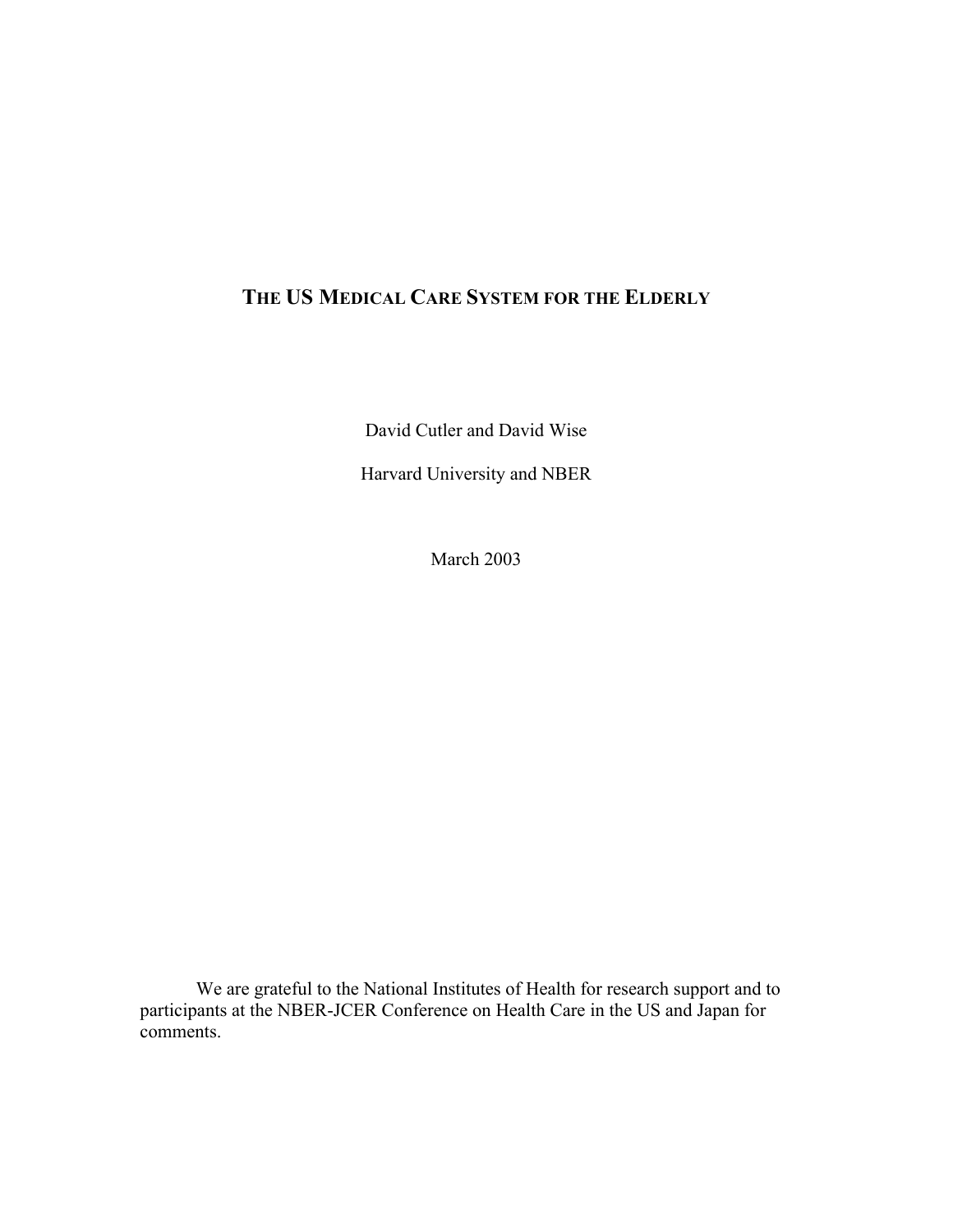# THE US MEDICAL CARE SYSTEM FOR THE ELDERLY

David Cutler and David Wise

Harvard University and NBER

March 2003

We are grateful to the National Institutes of Health for research support and to participants at the NBER-JCER Conference on Health Care in the US and Japan for comments.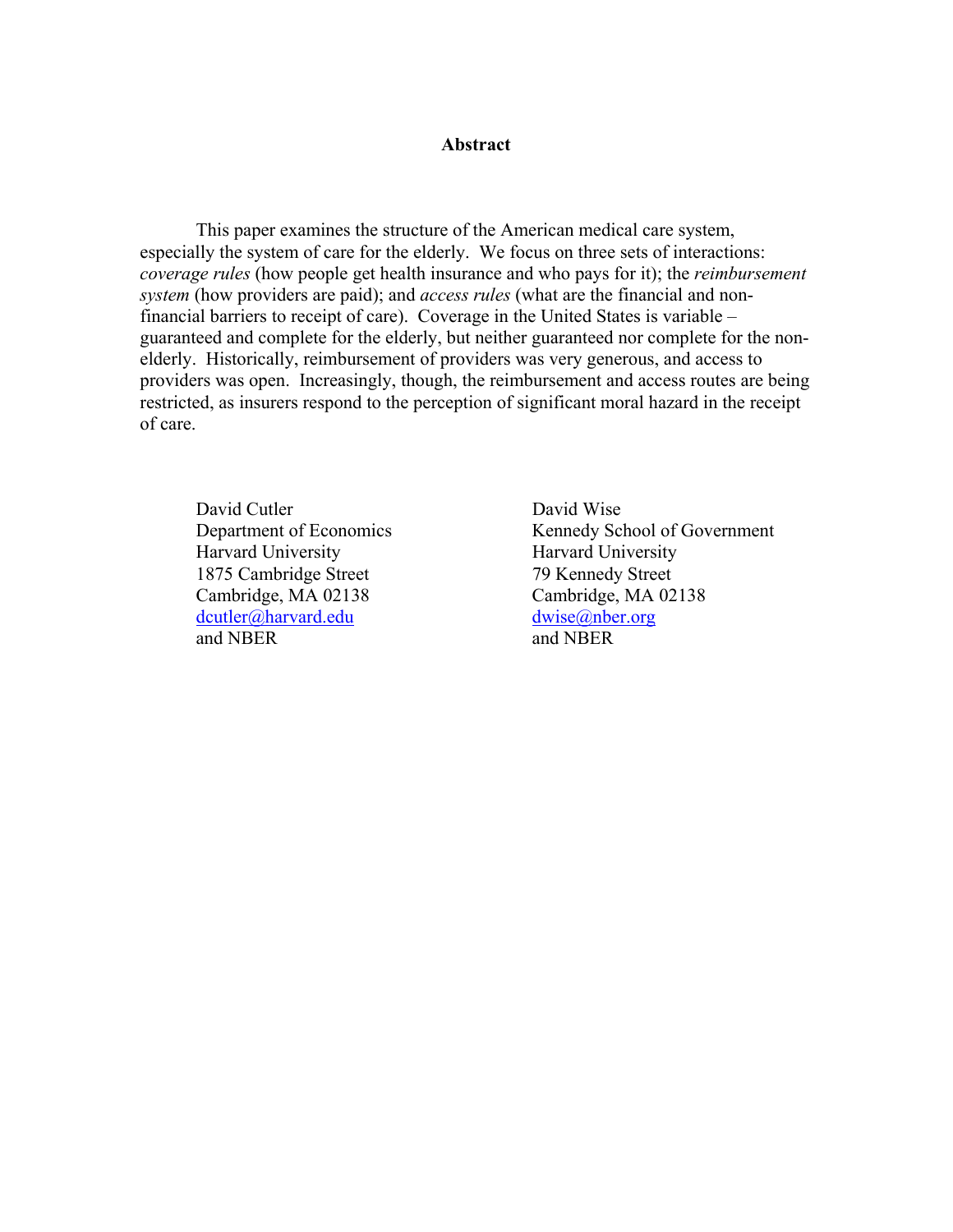## Abstract

This paper examines the structure of the American medical care system, especially the system of care for the elderly. We focus on three sets of interactions: *coverage rules* (how people get health insurance and who pays for it); the *reimbursement system* (how providers are paid); and *access rules* (what are the financial and non-financial barriers to receipt of care). Coverage in the United States is variable – guaranteed and complete for the elderly, but neither guaranteed nor complete for the non-elderly. Historically, reimbursement of providers was very generous, and access to providers was open. Increasingly, though, the reimbursement and access routes are being restricted, as insurers respond to the perception of significant moral hazard in the receipt of care.

David Cutler
Department of Economics
Harvard University
1875 Cambridge Street
Cambridge, MA 02138
dcutler@harvard.edu
and NBER

David Wise
Kennedy School of Government
Harvard University
79 Kennedy Street
Cambridge, MA 02138
dwise@nber.org
and NBER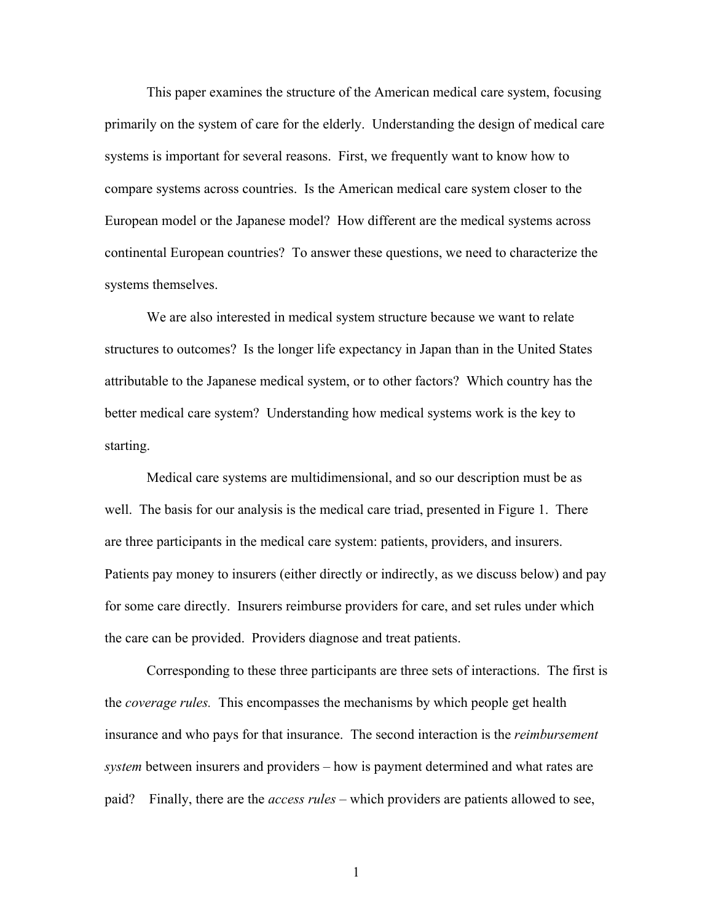This paper examines the structure of the American medical care system, focusing primarily on the system of care for the elderly. Understanding the design of medical care systems is important for several reasons. First, we frequently want to know how to compare systems across countries. Is the American medical care system closer to the European model or the Japanese model? How different are the medical systems across continental European countries? To answer these questions, we need to characterize the systems themselves.

We are also interested in medical system structure because we want to relate structures to outcomes? Is the longer life expectancy in Japan than in the United States attributable to the Japanese medical system, or to other factors? Which country has the better medical care system? Understanding how medical systems work is the key to starting.

Medical care systems are multidimensional, and so our description must be as well. The basis for our analysis is the medical care triad, presented in Figure 1. There are three participants in the medical care system: patients, providers, and insurers. Patients pay money to insurers (either directly or indirectly, as we discuss below) and pay for some care directly. Insurers reimburse providers for care, and set rules under which the care can be provided. Providers diagnose and treat patients.

Corresponding to these three participants are three sets of interactions. The first is the *coverage rules.* This encompasses the mechanisms by which people get health insurance and who pays for that insurance. The second interaction is the *reimbursement system* between insurers and providers – how is payment determined and what rates are paid? Finally, there are the *access rules* – which providers are patients allowed to see,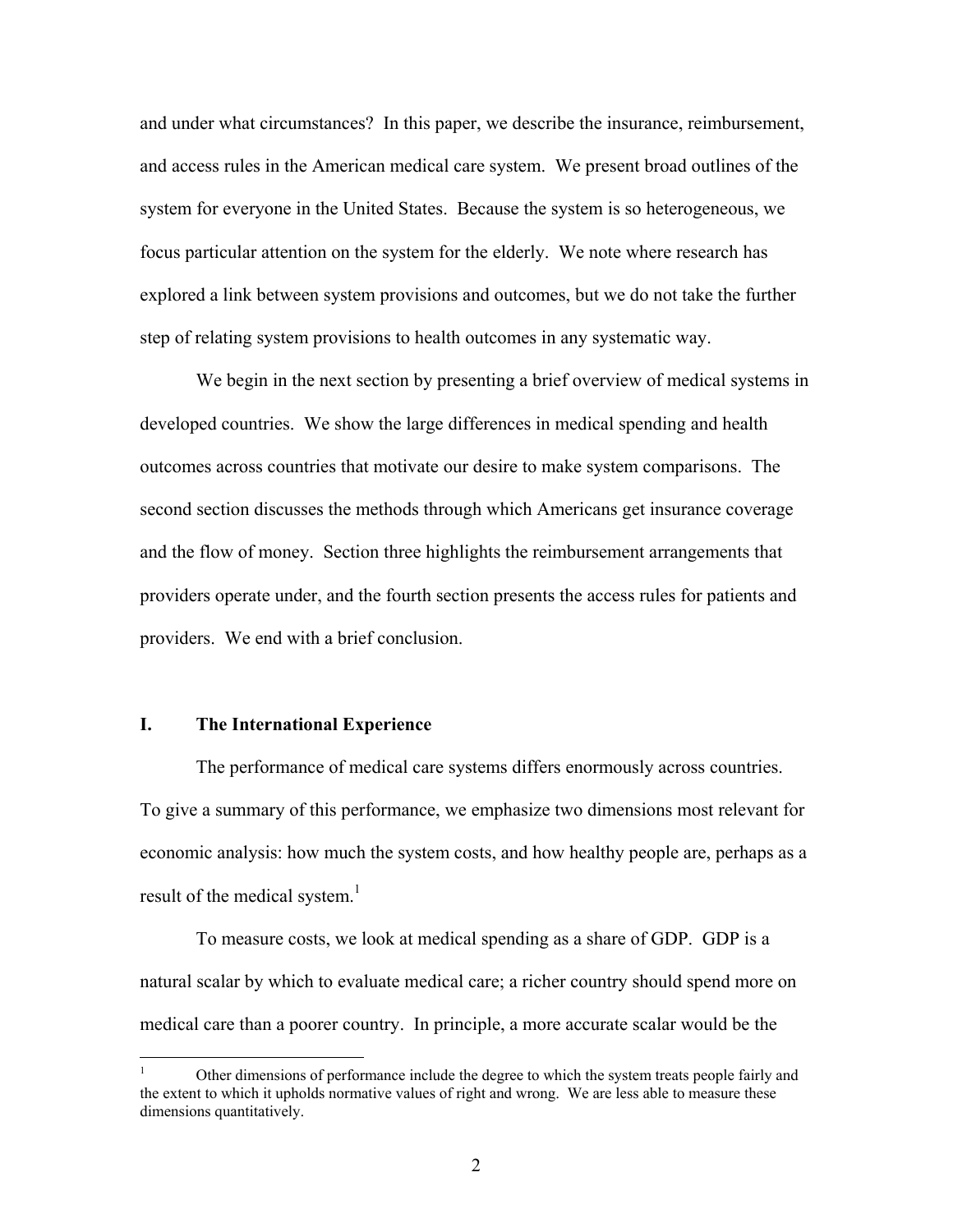and under what circumstances? In this paper, we describe the insurance, reimbursement, and access rules in the American medical care system. We present broad outlines of the system for everyone in the United States. Because the system is so heterogeneous, we focus particular attention on the system for the elderly. We note where research has explored a link between system provisions and outcomes, but we do not take the further step of relating system provisions to health outcomes in any systematic way.

We begin in the next section by presenting a brief overview of medical systems in developed countries. We show the large differences in medical spending and health outcomes across countries that motivate our desire to make system comparisons. The second section discusses the methods through which Americans get insurance coverage and the flow of money. Section three highlights the reimbursement arrangements that providers operate under, and the fourth section presents the access rules for patients and providers. We end with a brief conclusion.

## I. The International Experience

The performance of medical care systems differs enormously across countries. To give a summary of this performance, we emphasize two dimensions most relevant for economic analysis: how much the system costs, and how healthy people are, perhaps as a result of the medical system.[1]

To measure costs, we look at medical spending as a share of GDP. GDP is a natural scalar by which to evaluate medical care; a richer country should spend more on medical care than a poorer country. In principle, a more accurate scalar would be the

[1] Other dimensions of performance include the degree to which the system treats people fairly and the extent to which it upholds normative values of right and wrong. We are less able to measure these dimensions quantitatively.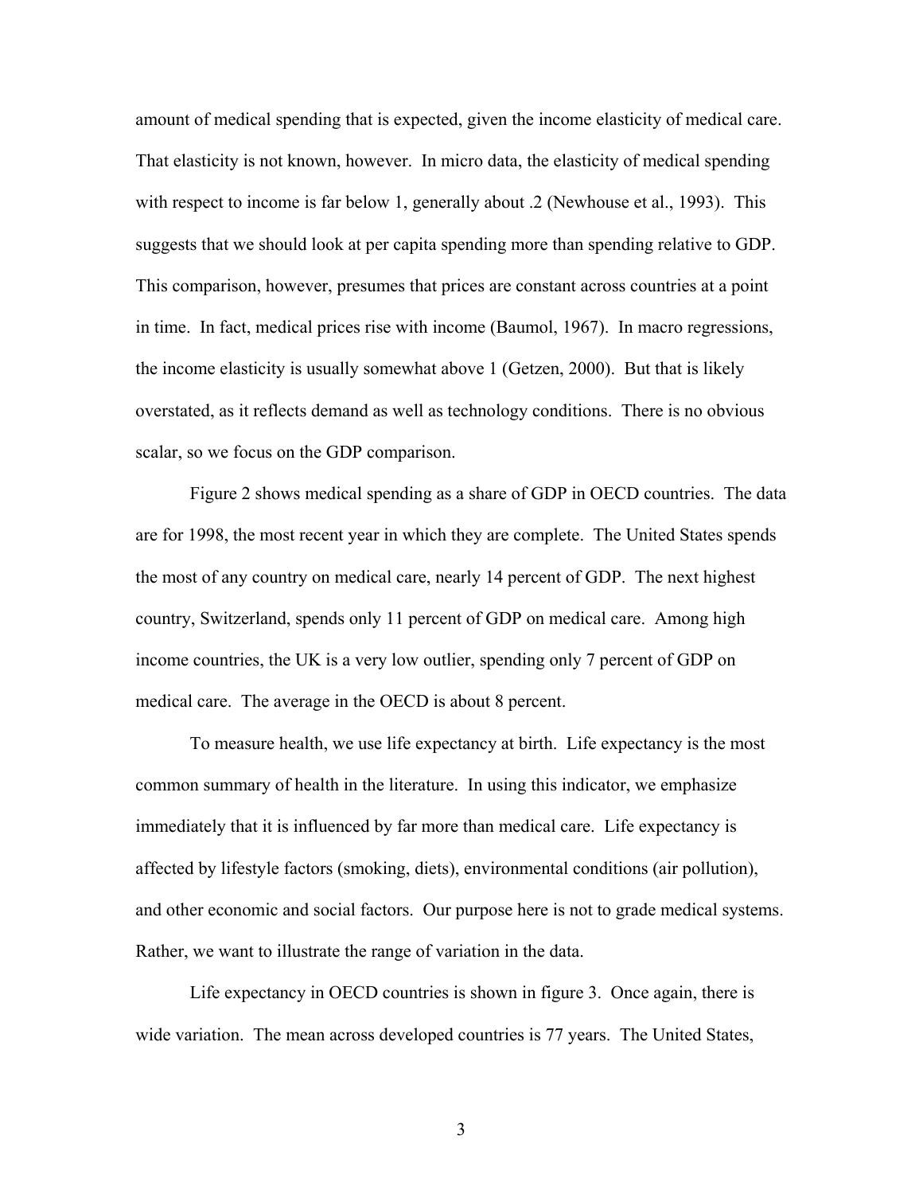amount of medical spending that is expected, given the income elasticity of medical care. That elasticity is not known, however. In micro data, the elasticity of medical spending with respect to income is far below 1, generally about .2 (Newhouse et al., 1993). This suggests that we should look at per capita spending more than spending relative to GDP. This comparison, however, presumes that prices are constant across countries at a point in time. In fact, medical prices rise with income (Baumol, 1967). In macro regressions, the income elasticity is usually somewhat above 1 (Getzen, 2000). But that is likely overstated, as it reflects demand as well as technology conditions. There is no obvious scalar, so we focus on the GDP comparison.

Figure 2 shows medical spending as a share of GDP in OECD countries. The data are for 1998, the most recent year in which they are complete. The United States spends the most of any country on medical care, nearly 14 percent of GDP. The next highest country, Switzerland, spends only 11 percent of GDP on medical care. Among high income countries, the UK is a very low outlier, spending only 7 percent of GDP on medical care. The average in the OECD is about 8 percent.

To measure health, we use life expectancy at birth. Life expectancy is the most common summary of health in the literature. In using this indicator, we emphasize immediately that it is influenced by far more than medical care. Life expectancy is affected by lifestyle factors (smoking, diets), environmental conditions (air pollution), and other economic and social factors. Our purpose here is not to grade medical systems. Rather, we want to illustrate the range of variation in the data.

Life expectancy in OECD countries is shown in figure 3. Once again, there is wide variation. The mean across developed countries is 77 years. The United States,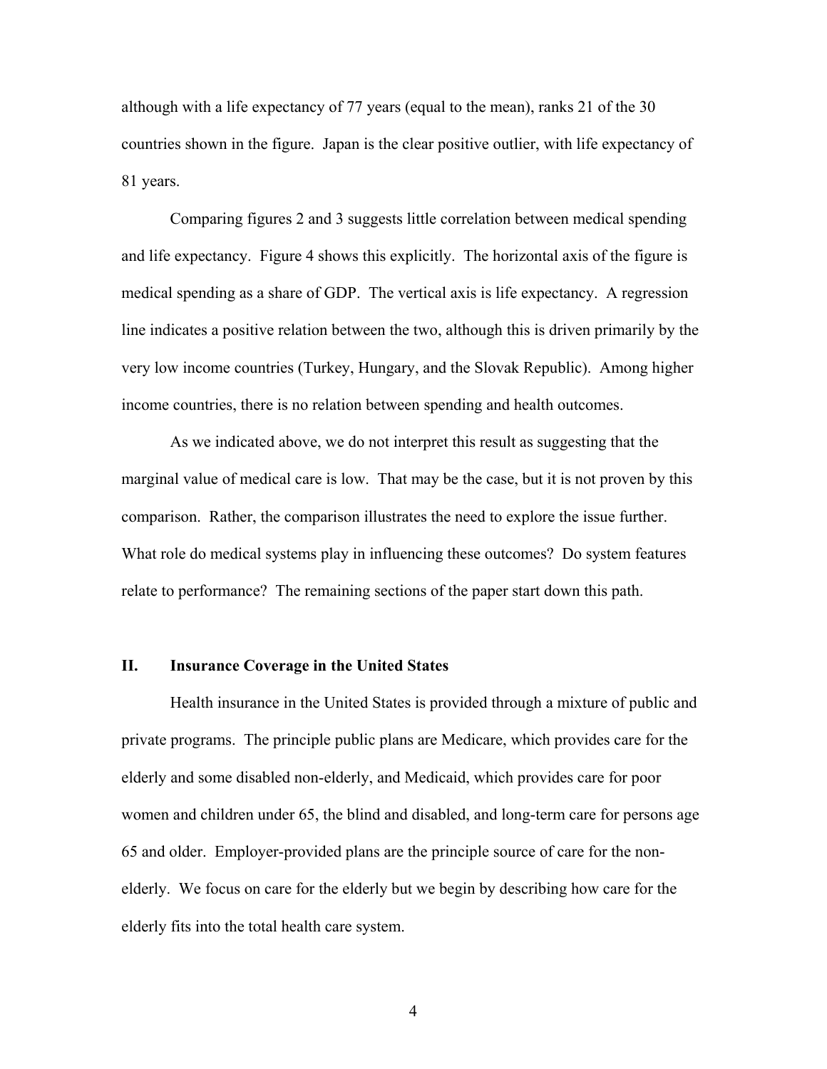although with a life expectancy of 77 years (equal to the mean), ranks 21 of the 30 countries shown in the figure. Japan is the clear positive outlier, with life expectancy of 81 years.

Comparing figures 2 and 3 suggests little correlation between medical spending and life expectancy. Figure 4 shows this explicitly. The horizontal axis of the figure is medical spending as a share of GDP. The vertical axis is life expectancy. A regression line indicates a positive relation between the two, although this is driven primarily by the very low income countries (Turkey, Hungary, and the Slovak Republic). Among higher income countries, there is no relation between spending and health outcomes.

As we indicated above, we do not interpret this result as suggesting that the marginal value of medical care is low. That may be the case, but it is not proven by this comparison. Rather, the comparison illustrates the need to explore the issue further. What role do medical systems play in influencing these outcomes? Do system features relate to performance? The remaining sections of the paper start down this path.

## II. Insurance Coverage in the United States

Health insurance in the United States is provided through a mixture of public and private programs. The principle public plans are Medicare, which provides care for the elderly and some disabled non-elderly, and Medicaid, which provides care for poor women and children under 65, the blind and disabled, and long-term care for persons age 65 and older. Employer-provided plans are the principle source of care for the non-elderly. We focus on care for the elderly but we begin by describing how care for the elderly fits into the total health care system.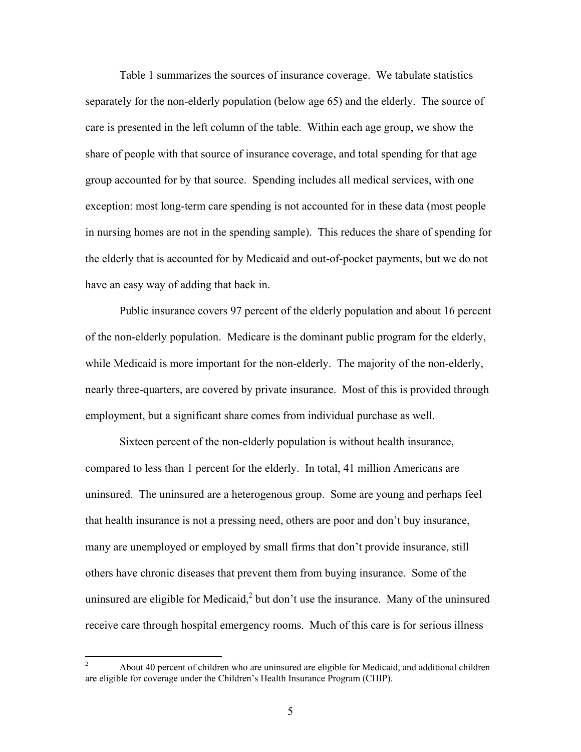Table 1 summarizes the sources of insurance coverage. We tabulate statistics separately for the non-elderly population (below age 65) and the elderly. The source of care is presented in the left column of the table. Within each age group, we show the share of people with that source of insurance coverage, and total spending for that age group accounted for by that source. Spending includes all medical services, with one exception: most long-term care spending is not accounted for in these data (most people in nursing homes are not in the spending sample). This reduces the share of spending for the elderly that is accounted for by Medicaid and out-of-pocket payments, but we do not have an easy way of adding that back in.

Public insurance covers 97 percent of the elderly population and about 16 percent of the non-elderly population. Medicare is the dominant public program for the elderly, while Medicaid is more important for the non-elderly. The majority of the non-elderly, nearly three-quarters, are covered by private insurance. Most of this is provided through employment, but a significant share comes from individual purchase as well.

Sixteen percent of the non-elderly population is without health insurance, compared to less than 1 percent for the elderly. In total, 41 million Americans are uninsured. The uninsured are a heterogenous group. Some are young and perhaps feel that health insurance is not a pressing need, others are poor and don't buy insurance, many are unemployed or employed by small firms that don't provide insurance, still others have chronic diseases that prevent them from buying insurance. Some of the uninsured are eligible for Medicaid,[2] but don't use the insurance. Many of the uninsured receive care through hospital emergency rooms. Much of this care is for serious illness

[2] About 40 percent of children who are uninsured are eligible for Medicaid, and additional children are eligible for coverage under the Children's Health Insurance Program (CHIP).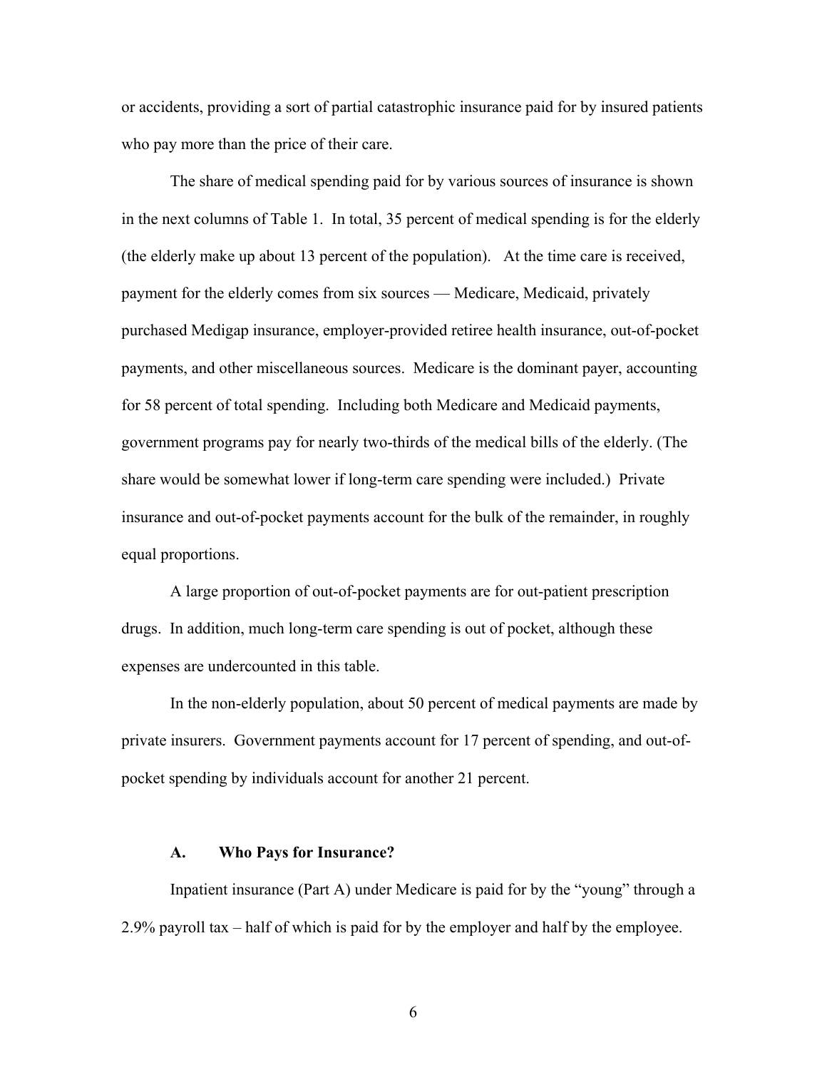or accidents, providing a sort of partial catastrophic insurance paid for by insured patients who pay more than the price of their care.

The share of medical spending paid for by various sources of insurance is shown in the next columns of Table 1. In total, 35 percent of medical spending is for the elderly (the elderly make up about 13 percent of the population). At the time care is received, payment for the elderly comes from six sources — Medicare, Medicaid, privately purchased Medigap insurance, employer-provided retiree health insurance, out-of-pocket payments, and other miscellaneous sources. Medicare is the dominant payer, accounting for 58 percent of total spending. Including both Medicare and Medicaid payments, government programs pay for nearly two-thirds of the medical bills of the elderly. (The share would be somewhat lower if long-term care spending were included.) Private insurance and out-of-pocket payments account for the bulk of the remainder, in roughly equal proportions.

A large proportion of out-of-pocket payments are for out-patient prescription drugs. In addition, much long-term care spending is out of pocket, although these expenses are undercounted in this table.

In the non-elderly population, about 50 percent of medical payments are made by private insurers. Government payments account for 17 percent of spending, and out-of-pocket spending by individuals account for another 21 percent.

### A. Who Pays for Insurance?

Inpatient insurance (Part A) under Medicare is paid for by the "young" through a 2.9% payroll tax – half of which is paid for by the employer and half by the employee.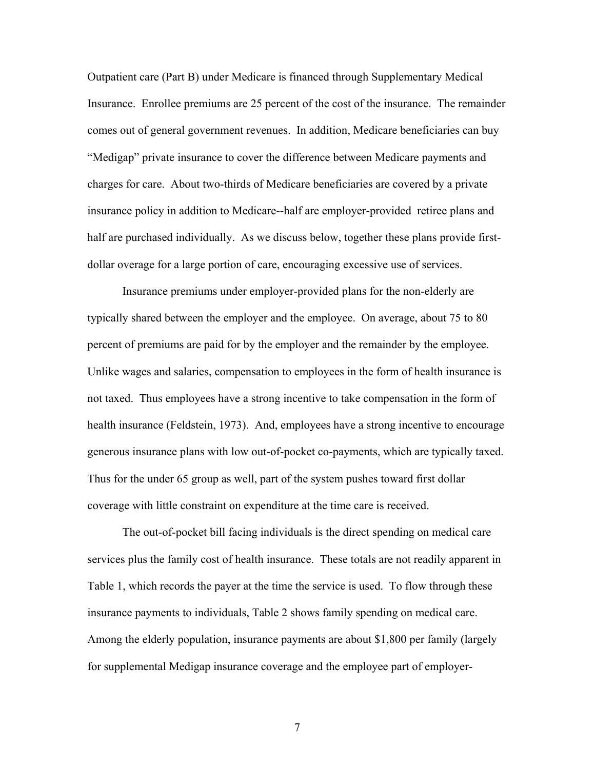Outpatient care (Part B) under Medicare is financed through Supplementary Medical Insurance. Enrollee premiums are 25 percent of the cost of the insurance. The remainder comes out of general government revenues. In addition, Medicare beneficiaries can buy "Medigap" private insurance to cover the difference between Medicare payments and charges for care. About two-thirds of Medicare beneficiaries are covered by a private insurance policy in addition to Medicare--half are employer-provided retiree plans and half are purchased individually. As we discuss below, together these plans provide first-dollar overage for a large portion of care, encouraging excessive use of services.

Insurance premiums under employer-provided plans for the non-elderly are typically shared between the employer and the employee. On average, about 75 to 80 percent of premiums are paid for by the employer and the remainder by the employee. Unlike wages and salaries, compensation to employees in the form of health insurance is not taxed. Thus employees have a strong incentive to take compensation in the form of health insurance (Feldstein, 1973). And, employees have a strong incentive to encourage generous insurance plans with low out-of-pocket co-payments, which are typically taxed. Thus for the under 65 group as well, part of the system pushes toward first dollar coverage with little constraint on expenditure at the time care is received.

The out-of-pocket bill facing individuals is the direct spending on medical care services plus the family cost of health insurance. These totals are not readily apparent in Table 1, which records the payer at the time the service is used. To flow through these insurance payments to individuals, Table 2 shows family spending on medical care. Among the elderly population, insurance payments are about $1,800 per family (largely for supplemental Medigap insurance coverage and the employee part of employer-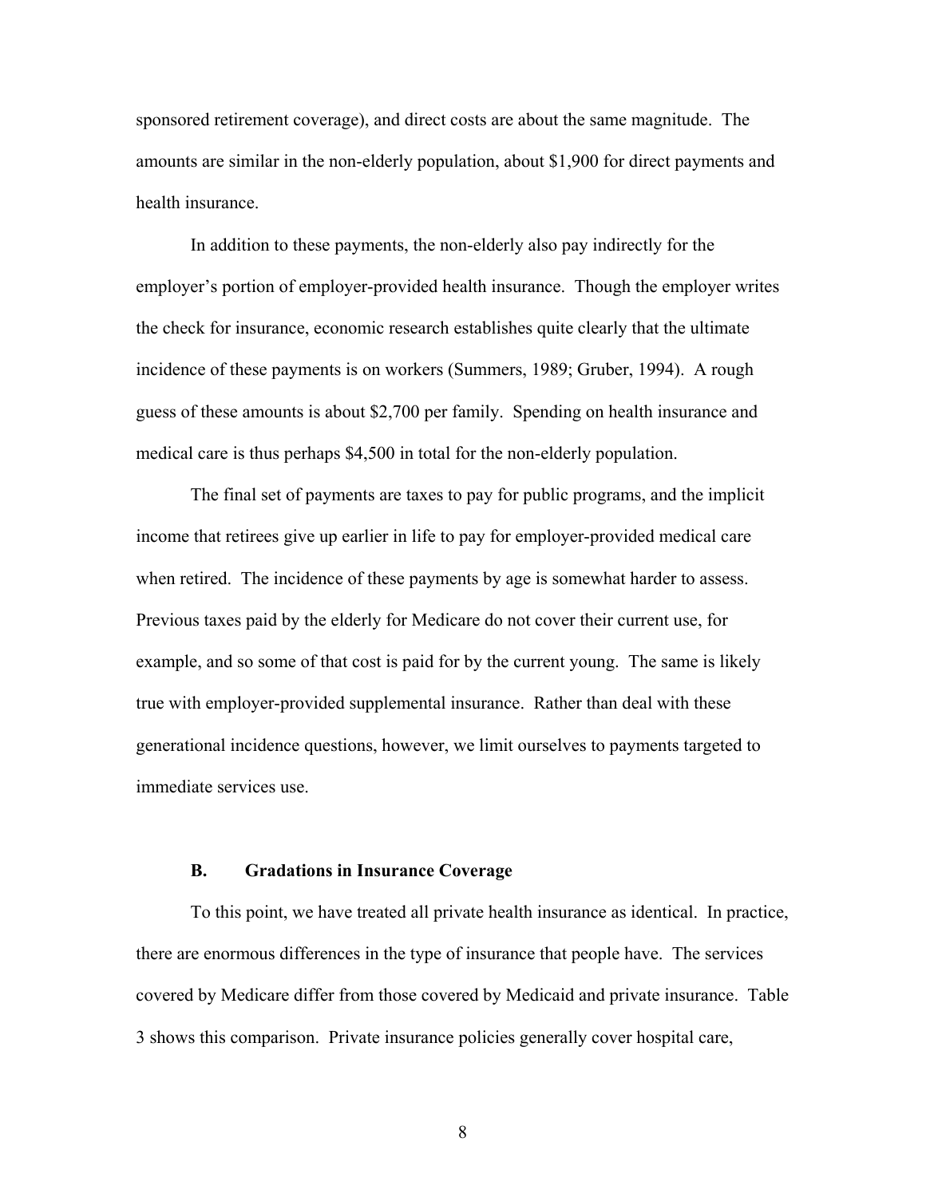sponsored retirement coverage), and direct costs are about the same magnitude. The amounts are similar in the non-elderly population, about $1,900 for direct payments and health insurance.

In addition to these payments, the non-elderly also pay indirectly for the employer's portion of employer-provided health insurance. Though the employer writes the check for insurance, economic research establishes quite clearly that the ultimate incidence of these payments is on workers (Summers, 1989; Gruber, 1994). A rough guess of these amounts is about $2,700 per family. Spending on health insurance and medical care is thus perhaps $4,500 in total for the non-elderly population.

The final set of payments are taxes to pay for public programs, and the implicit income that retirees give up earlier in life to pay for employer-provided medical care when retired. The incidence of these payments by age is somewhat harder to assess. Previous taxes paid by the elderly for Medicare do not cover their current use, for example, and so some of that cost is paid for by the current young. The same is likely true with employer-provided supplemental insurance. Rather than deal with these generational incidence questions, however, we limit ourselves to payments targeted to immediate services use.

### B. Gradations in Insurance Coverage

To this point, we have treated all private health insurance as identical. In practice, there are enormous differences in the type of insurance that people have. The services covered by Medicare differ from those covered by Medicaid and private insurance. Table 3 shows this comparison. Private insurance policies generally cover hospital care,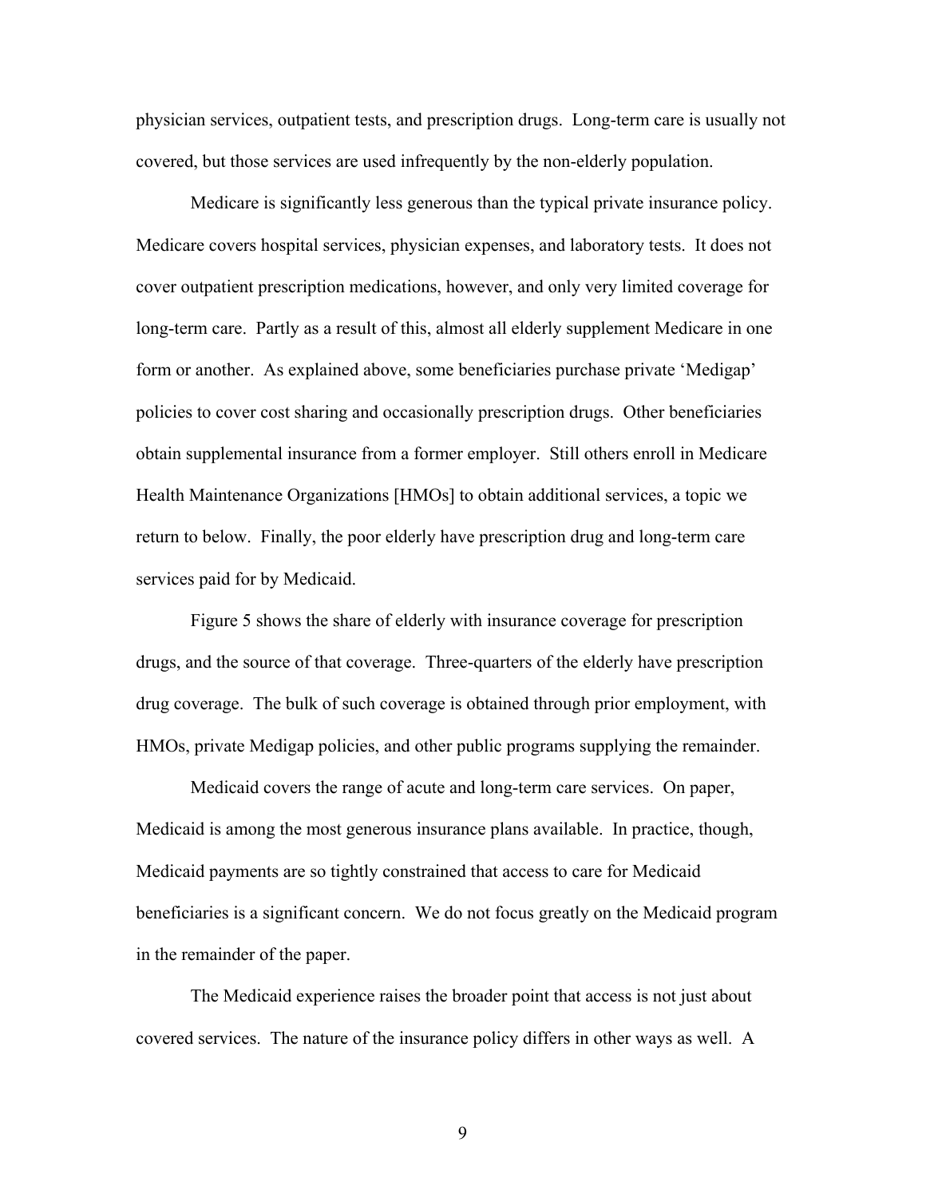physician services, outpatient tests, and prescription drugs. Long-term care is usually not covered, but those services are used infrequently by the non-elderly population.

Medicare is significantly less generous than the typical private insurance policy. Medicare covers hospital services, physician expenses, and laboratory tests. It does not cover outpatient prescription medications, however, and only very limited coverage for long-term care. Partly as a result of this, almost all elderly supplement Medicare in one form or another. As explained above, some beneficiaries purchase private 'Medigap' policies to cover cost sharing and occasionally prescription drugs. Other beneficiaries obtain supplemental insurance from a former employer. Still others enroll in Medicare Health Maintenance Organizations [HMOs] to obtain additional services, a topic we return to below. Finally, the poor elderly have prescription drug and long-term care services paid for by Medicaid.

Figure 5 shows the share of elderly with insurance coverage for prescription drugs, and the source of that coverage. Three-quarters of the elderly have prescription drug coverage. The bulk of such coverage is obtained through prior employment, with HMOs, private Medigap policies, and other public programs supplying the remainder.

Medicaid covers the range of acute and long-term care services. On paper, Medicaid is among the most generous insurance plans available. In practice, though, Medicaid payments are so tightly constrained that access to care for Medicaid beneficiaries is a significant concern. We do not focus greatly on the Medicaid program in the remainder of the paper.

The Medicaid experience raises the broader point that access is not just about covered services. The nature of the insurance policy differs in other ways as well. A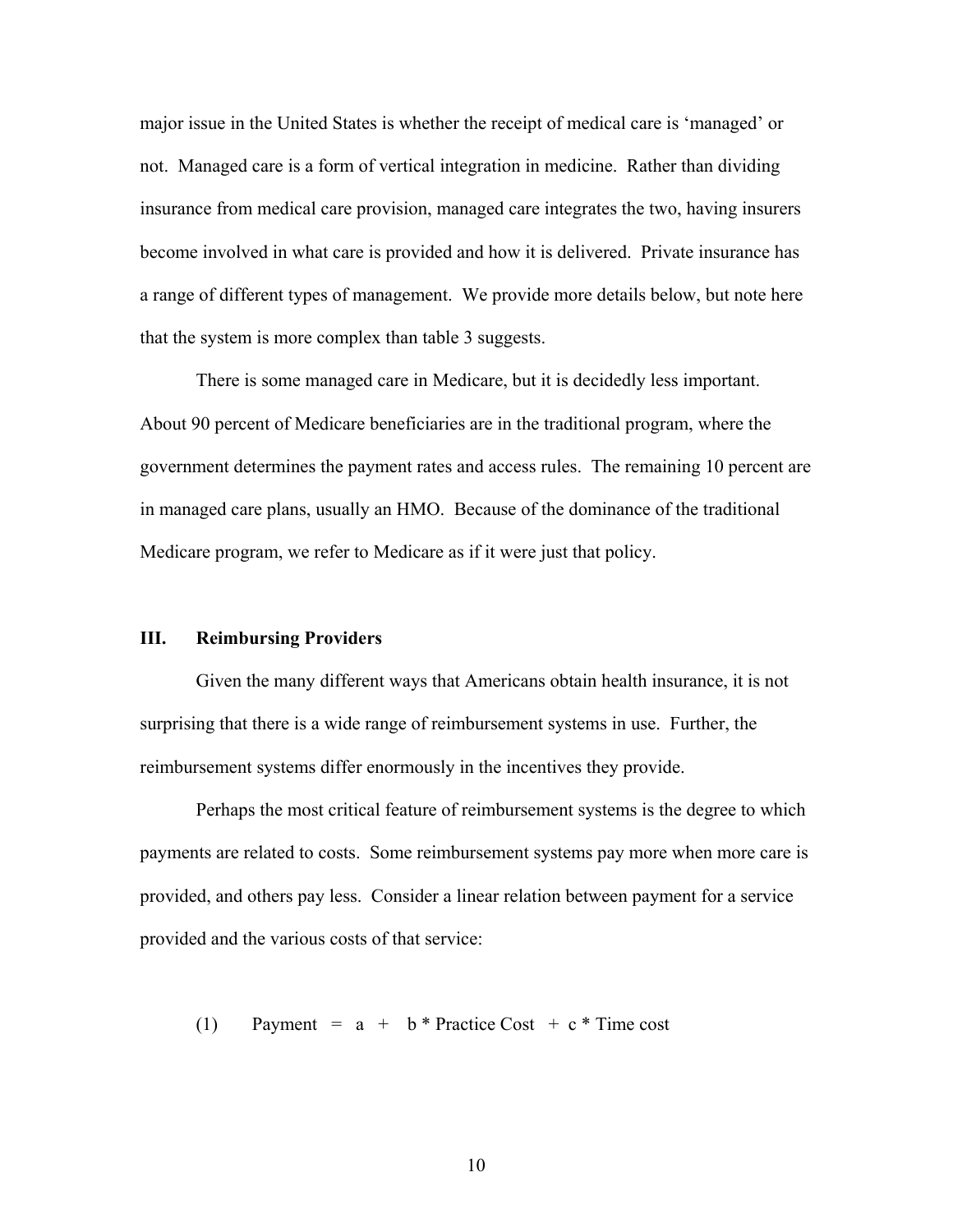major issue in the United States is whether the receipt of medical care is 'managed' or not. Managed care is a form of vertical integration in medicine. Rather than dividing insurance from medical care provision, managed care integrates the two, having insurers become involved in what care is provided and how it is delivered. Private insurance has a range of different types of management. We provide more details below, but note here that the system is more complex than table 3 suggests.

There is some managed care in Medicare, but it is decidedly less important. About 90 percent of Medicare beneficiaries are in the traditional program, where the government determines the payment rates and access rules. The remaining 10 percent are in managed care plans, usually an HMO. Because of the dominance of the traditional Medicare program, we refer to Medicare as if it were just that policy.

## III. Reimbursing Providers

Given the many different ways that Americans obtain health insurance, it is not surprising that there is a wide range of reimbursement systems in use. Further, the reimbursement systems differ enormously in the incentives they provide.

Perhaps the most critical feature of reimbursement systems is the degree to which payments are related to costs. Some reimbursement systems pay more when more care is provided, and others pay less. Consider a linear relation between payment for a service provided and the various costs of that service:

$$\text{(1)} \qquad \text{Payment} = a + b * \text{Practice Cost} + c * \text{Time cost}$$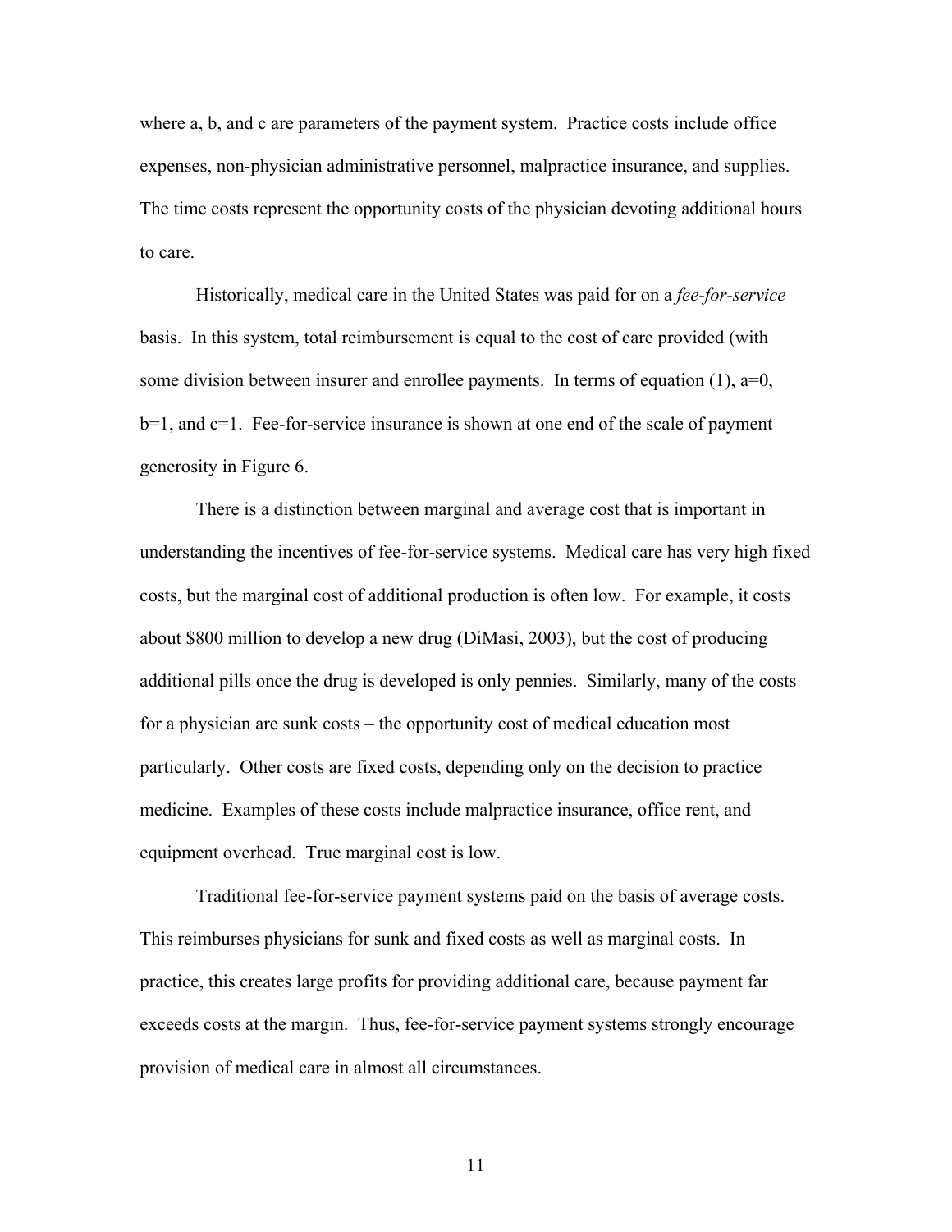where a, b, and c are parameters of the payment system. Practice costs include office expenses, non-physician administrative personnel, malpractice insurance, and supplies. The time costs represent the opportunity costs of the physician devoting additional hours to care.

Historically, medical care in the United States was paid for on a *fee-for-service* basis. In this system, total reimbursement is equal to the cost of care provided (with some division between insurer and enrollee payments. In terms of equation (1), $a=0$, $b=1$, and $c=1$. Fee-for-service insurance is shown at one end of the scale of payment generosity in Figure 6.

There is a distinction between marginal and average cost that is important in understanding the incentives of fee-for-service systems. Medical care has very high fixed costs, but the marginal cost of additional production is often low. For example, it costs about $800 million to develop a new drug (DiMasi, 2003), but the cost of producing additional pills once the drug is developed is only pennies. Similarly, many of the costs for a physician are sunk costs – the opportunity cost of medical education most particularly. Other costs are fixed costs, depending only on the decision to practice medicine. Examples of these costs include malpractice insurance, office rent, and equipment overhead. True marginal cost is low.

Traditional fee-for-service payment systems paid on the basis of average costs. This reimburses physicians for sunk and fixed costs as well as marginal costs. In practice, this creates large profits for providing additional care, because payment far exceeds costs at the margin. Thus, fee-for-service payment systems strongly encourage provision of medical care in almost all circumstances.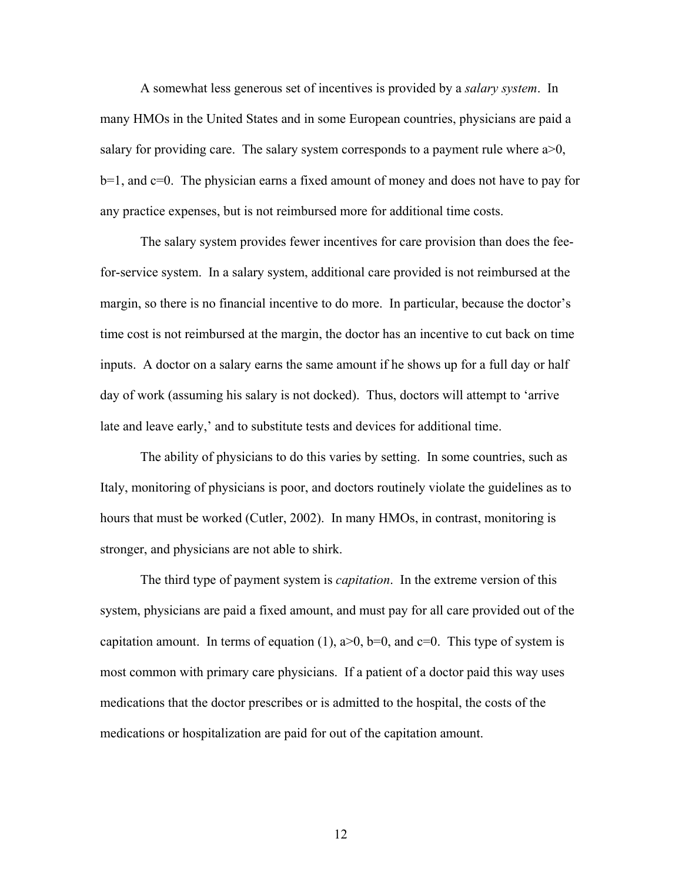A somewhat less generous set of incentives is provided by a *salary system*. In many HMOs in the United States and in some European countries, physicians are paid a salary for providing care. The salary system corresponds to a payment rule where $a>0$, $b=1$, and $c=0$. The physician earns a fixed amount of money and does not have to pay for any practice expenses, but is not reimbursed more for additional time costs.

The salary system provides fewer incentives for care provision than does the fee-for-service system. In a salary system, additional care provided is not reimbursed at the margin, so there is no financial incentive to do more. In particular, because the doctor's time cost is not reimbursed at the margin, the doctor has an incentive to cut back on time inputs. A doctor on a salary earns the same amount if he shows up for a full day or half day of work (assuming his salary is not docked). Thus, doctors will attempt to 'arrive late and leave early,' and to substitute tests and devices for additional time.

The ability of physicians to do this varies by setting. In some countries, such as Italy, monitoring of physicians is poor, and doctors routinely violate the guidelines as to hours that must be worked (Cutler, 2002). In many HMOs, in contrast, monitoring is stronger, and physicians are not able to shirk.

The third type of payment system is *capitation*. In the extreme version of this system, physicians are paid a fixed amount, and must pay for all care provided out of the capitation amount. In terms of equation (1), $a>0$, $b=0$, and $c=0$. This type of system is most common with primary care physicians. If a patient of a doctor paid this way uses medications that the doctor prescribes or is admitted to the hospital, the costs of the medications or hospitalization are paid for out of the capitation amount.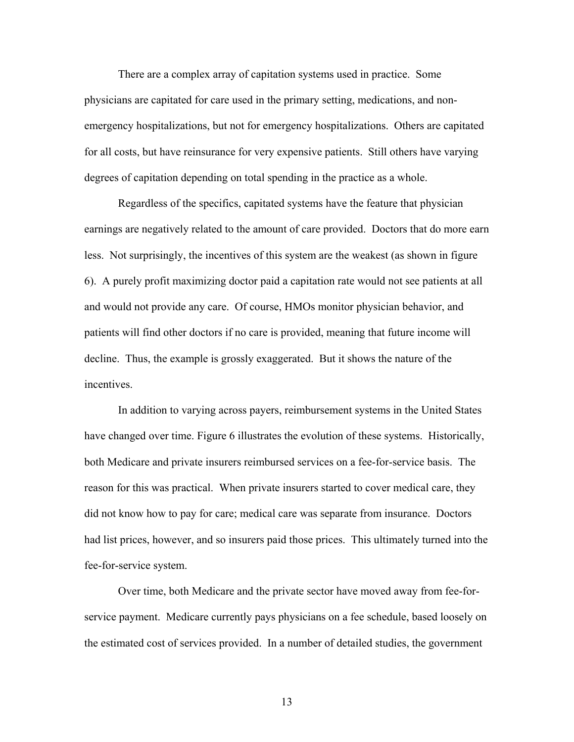There are a complex array of capitation systems used in practice. Some physicians are capitated for care used in the primary setting, medications, and non-emergency hospitalizations, but not for emergency hospitalizations. Others are capitated for all costs, but have reinsurance for very expensive patients. Still others have varying degrees of capitation depending on total spending in the practice as a whole.

Regardless of the specifics, capitated systems have the feature that physician earnings are negatively related to the amount of care provided. Doctors that do more earn less. Not surprisingly, the incentives of this system are the weakest (as shown in figure 6). A purely profit maximizing doctor paid a capitation rate would not see patients at all and would not provide any care. Of course, HMOs monitor physician behavior, and patients will find other doctors if no care is provided, meaning that future income will decline. Thus, the example is grossly exaggerated. But it shows the nature of the incentives.

In addition to varying across payers, reimbursement systems in the United States have changed over time. Figure 6 illustrates the evolution of these systems. Historically, both Medicare and private insurers reimbursed services on a fee-for-service basis. The reason for this was practical. When private insurers started to cover medical care, they did not know how to pay for care; medical care was separate from insurance. Doctors had list prices, however, and so insurers paid those prices. This ultimately turned into the fee-for-service system.

Over time, both Medicare and the private sector have moved away from fee-for-service payment. Medicare currently pays physicians on a fee schedule, based loosely on the estimated cost of services provided. In a number of detailed studies, the government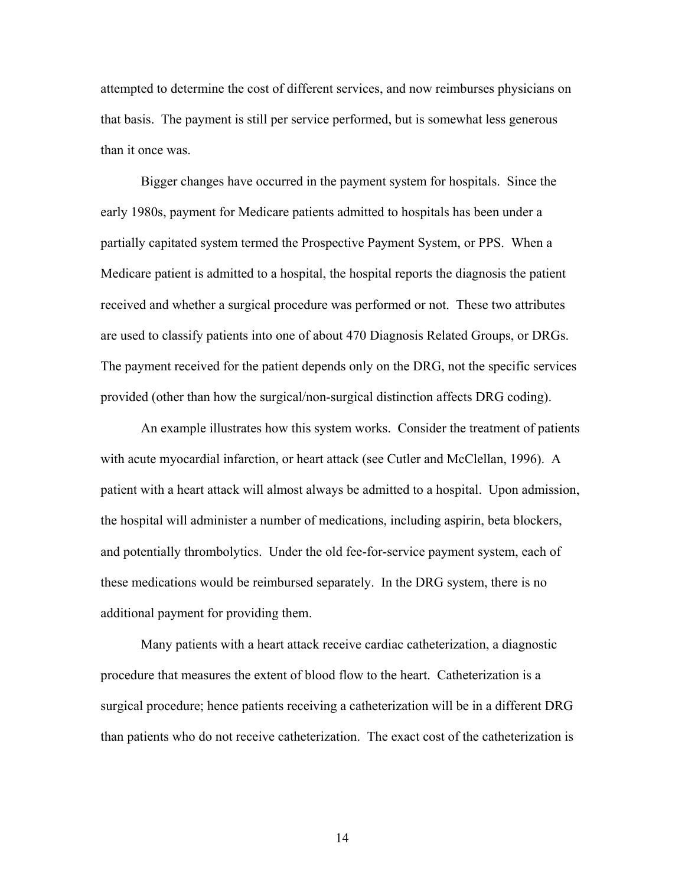attempted to determine the cost of different services, and now reimburses physicians on that basis. The payment is still per service performed, but is somewhat less generous than it once was.

Bigger changes have occurred in the payment system for hospitals. Since the early 1980s, payment for Medicare patients admitted to hospitals has been under a partially capitated system termed the Prospective Payment System, or PPS. When a Medicare patient is admitted to a hospital, the hospital reports the diagnosis the patient received and whether a surgical procedure was performed or not. These two attributes are used to classify patients into one of about 470 Diagnosis Related Groups, or DRGs. The payment received for the patient depends only on the DRG, not the specific services provided (other than how the surgical/non-surgical distinction affects DRG coding).

An example illustrates how this system works. Consider the treatment of patients with acute myocardial infarction, or heart attack (see Cutler and McClellan, 1996). A patient with a heart attack will almost always be admitted to a hospital. Upon admission, the hospital will administer a number of medications, including aspirin, beta blockers, and potentially thrombolytics. Under the old fee-for-service payment system, each of these medications would be reimbursed separately. In the DRG system, there is no additional payment for providing them.

Many patients with a heart attack receive cardiac catheterization, a diagnostic procedure that measures the extent of blood flow to the heart. Catheterization is a surgical procedure; hence patients receiving a catheterization will be in a different DRG than patients who do not receive catheterization. The exact cost of the catheterization is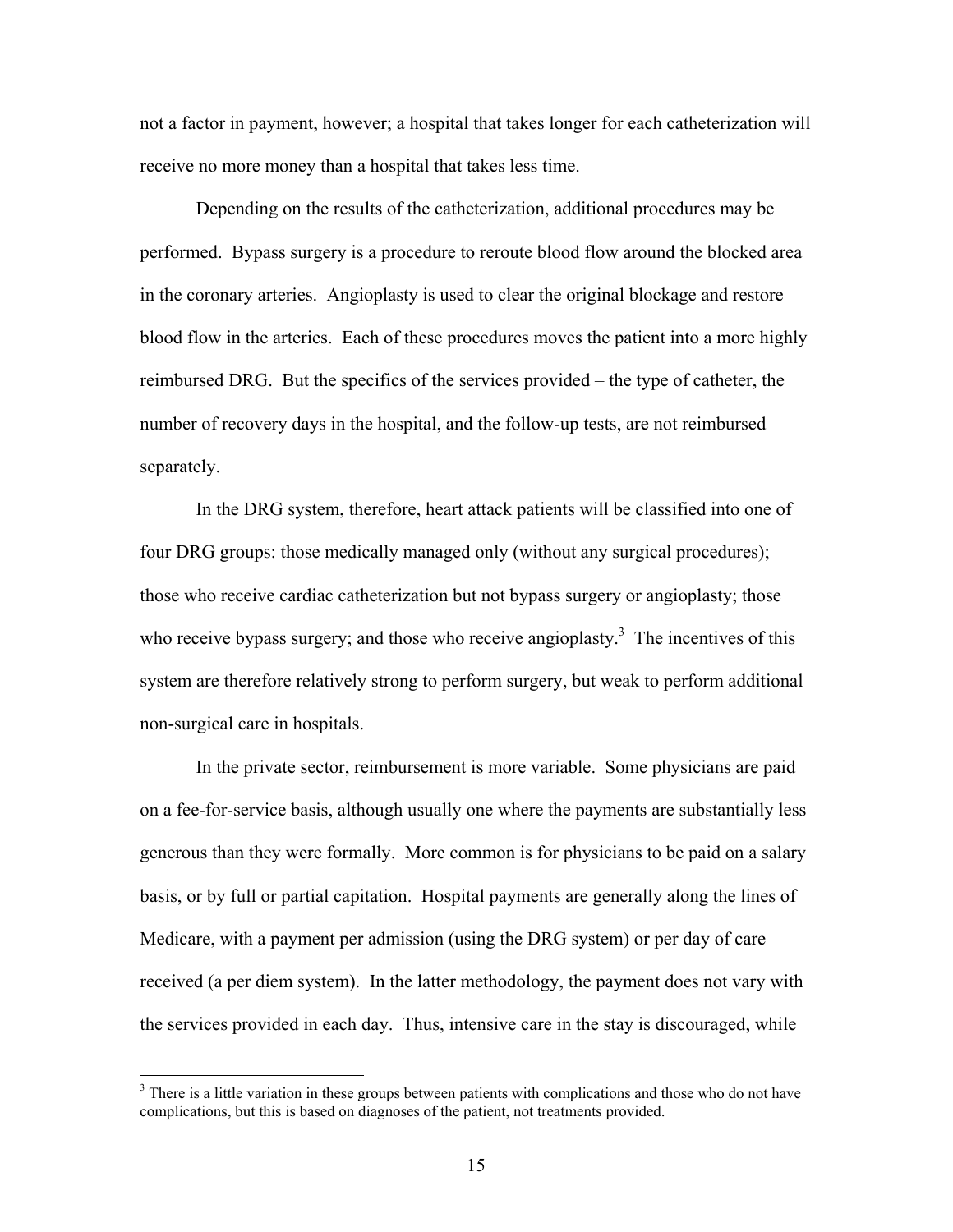not a factor in payment, however; a hospital that takes longer for each catheterization will receive no more money than a hospital that takes less time.

Depending on the results of the catheterization, additional procedures may be performed. Bypass surgery is a procedure to reroute blood flow around the blocked area in the coronary arteries. Angioplasty is used to clear the original blockage and restore blood flow in the arteries. Each of these procedures moves the patient into a more highly reimbursed DRG. But the specifics of the services provided – the type of catheter, the number of recovery days in the hospital, and the follow-up tests, are not reimbursed separately.

In the DRG system, therefore, heart attack patients will be classified into one of four DRG groups: those medically managed only (without any surgical procedures); those who receive cardiac catheterization but not bypass surgery or angioplasty; those who receive bypass surgery; and those who receive angioplasty.[3] The incentives of this system are therefore relatively strong to perform surgery, but weak to perform additional non-surgical care in hospitals.

In the private sector, reimbursement is more variable. Some physicians are paid on a fee-for-service basis, although usually one where the payments are substantially less generous than they were formally. More common is for physicians to be paid on a salary basis, or by full or partial capitation. Hospital payments are generally along the lines of Medicare, with a payment per admission (using the DRG system) or per day of care received (a per diem system). In the latter methodology, the payment does not vary with the services provided in each day. Thus, intensive care in the stay is discouraged, while

[3] There is a little variation in these groups between patients with complications and those who do not have complications, but this is based on diagnoses of the patient, not treatments provided.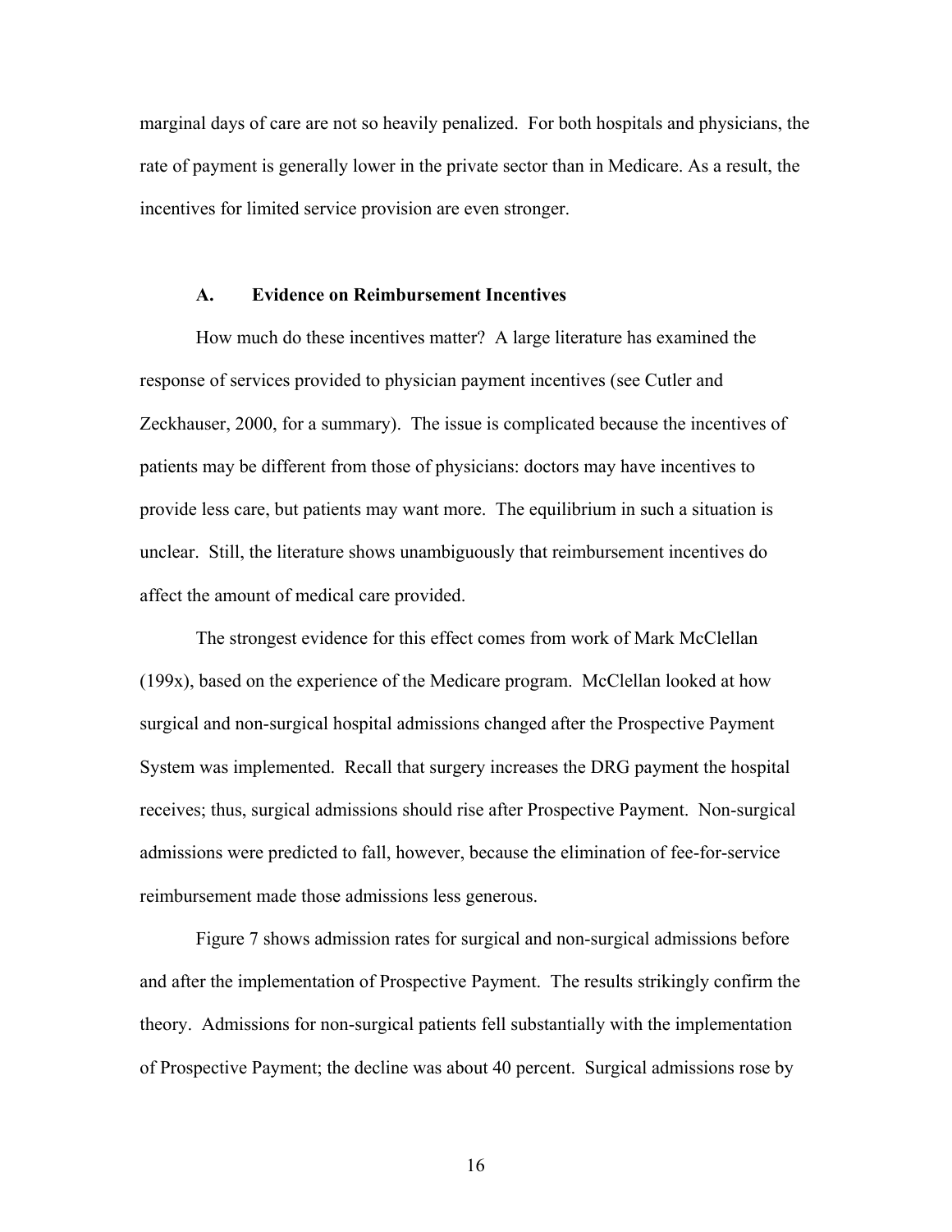marginal days of care are not so heavily penalized. For both hospitals and physicians, the rate of payment is generally lower in the private sector than in Medicare. As a result, the incentives for limited service provision are even stronger.

### A. Evidence on Reimbursement Incentives

How much do these incentives matter? A large literature has examined the response of services provided to physician payment incentives (see Cutler and Zeckhauser, 2000, for a summary). The issue is complicated because the incentives of patients may be different from those of physicians: doctors may have incentives to provide less care, but patients may want more. The equilibrium in such a situation is unclear. Still, the literature shows unambiguously that reimbursement incentives do affect the amount of medical care provided.

The strongest evidence for this effect comes from work of Mark McClellan (199x), based on the experience of the Medicare program. McClellan looked at how surgical and non-surgical hospital admissions changed after the Prospective Payment System was implemented. Recall that surgery increases the DRG payment the hospital receives; thus, surgical admissions should rise after Prospective Payment. Non-surgical admissions were predicted to fall, however, because the elimination of fee-for-service reimbursement made those admissions less generous.

Figure 7 shows admission rates for surgical and non-surgical admissions before and after the implementation of Prospective Payment. The results strikingly confirm the theory. Admissions for non-surgical patients fell substantially with the implementation of Prospective Payment; the decline was about 40 percent. Surgical admissions rose by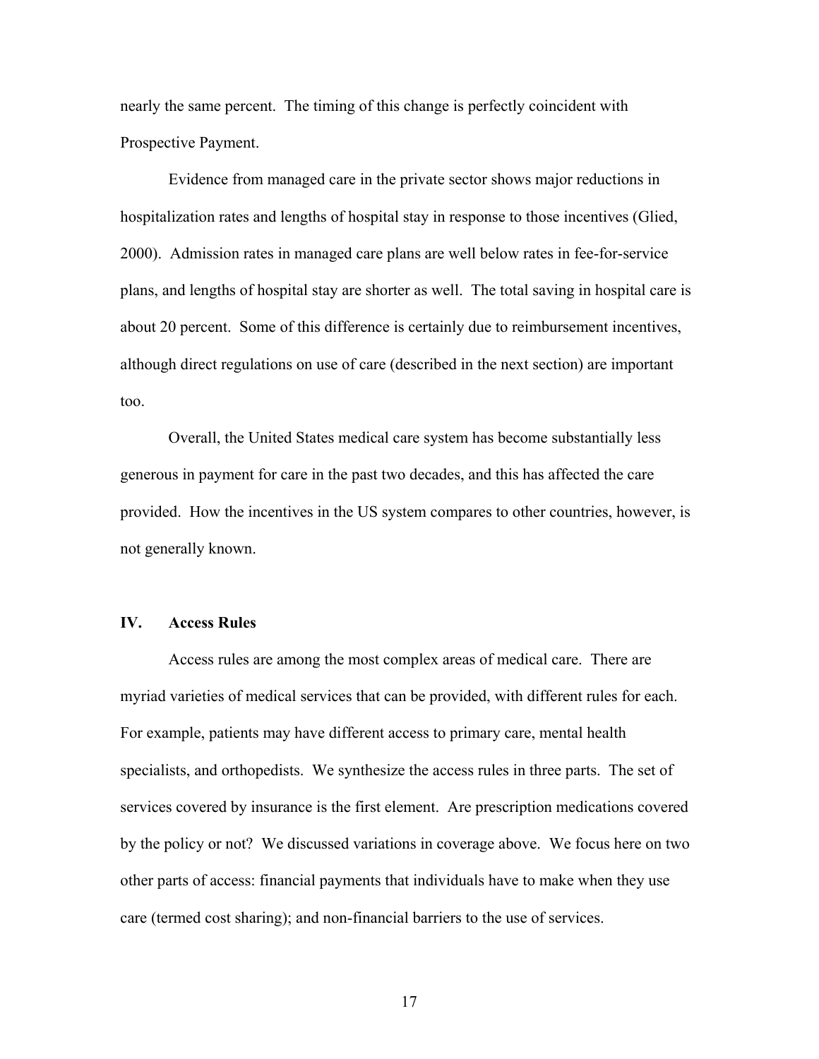nearly the same percent. The timing of this change is perfectly coincident with Prospective Payment.

Evidence from managed care in the private sector shows major reductions in hospitalization rates and lengths of hospital stay in response to those incentives (Glied, 2000). Admission rates in managed care plans are well below rates in fee-for-service plans, and lengths of hospital stay are shorter as well. The total saving in hospital care is about 20 percent. Some of this difference is certainly due to reimbursement incentives, although direct regulations on use of care (described in the next section) are important too.

Overall, the United States medical care system has become substantially less generous in payment for care in the past two decades, and this has affected the care provided. How the incentives in the US system compares to other countries, however, is not generally known.

## IV. Access Rules

Access rules are among the most complex areas of medical care. There are myriad varieties of medical services that can be provided, with different rules for each. For example, patients may have different access to primary care, mental health specialists, and orthopedists. We synthesize the access rules in three parts. The set of services covered by insurance is the first element. Are prescription medications covered by the policy or not? We discussed variations in coverage above. We focus here on two other parts of access: financial payments that individuals have to make when they use care (termed cost sharing); and non-financial barriers to the use of services.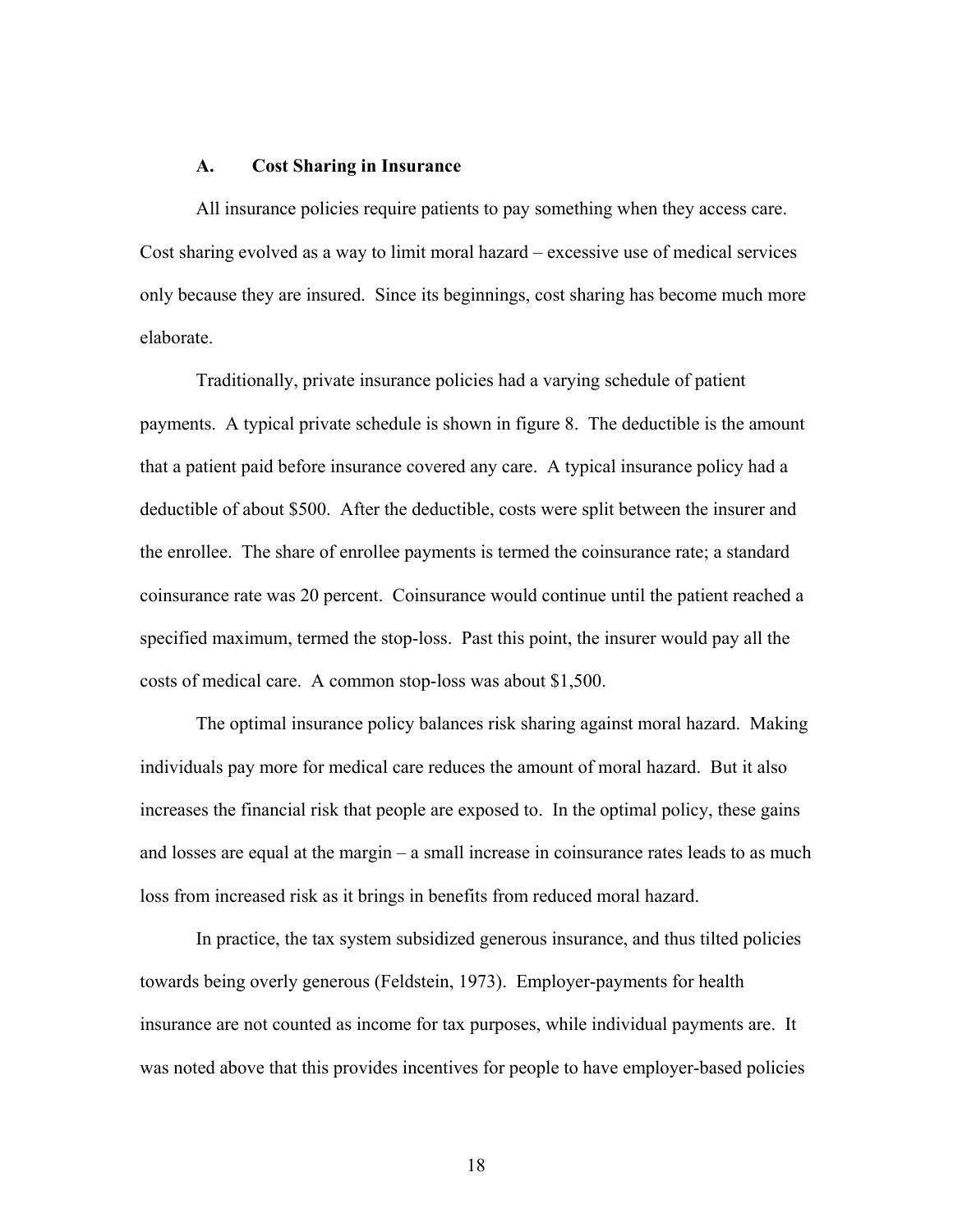### A. Cost Sharing in Insurance

All insurance policies require patients to pay something when they access care. Cost sharing evolved as a way to limit moral hazard – excessive use of medical services only because they are insured. Since its beginnings, cost sharing has become much more elaborate.

Traditionally, private insurance policies had a varying schedule of patient payments. A typical private schedule is shown in figure 8. The deductible is the amount that a patient paid before insurance covered any care. A typical insurance policy had a deductible of about $500. After the deductible, costs were split between the insurer and the enrollee. The share of enrollee payments is termed the coinsurance rate; a standard coinsurance rate was 20 percent. Coinsurance would continue until the patient reached a specified maximum, termed the stop-loss. Past this point, the insurer would pay all the costs of medical care. A common stop-loss was about $1,500.

The optimal insurance policy balances risk sharing against moral hazard. Making individuals pay more for medical care reduces the amount of moral hazard. But it also increases the financial risk that people are exposed to. In the optimal policy, these gains and losses are equal at the margin – a small increase in coinsurance rates leads to as much loss from increased risk as it brings in benefits from reduced moral hazard.

In practice, the tax system subsidized generous insurance, and thus tilted policies towards being overly generous (Feldstein, 1973). Employer-payments for health insurance are not counted as income for tax purposes, while individual payments are. It was noted above that this provides incentives for people to have employer-based policies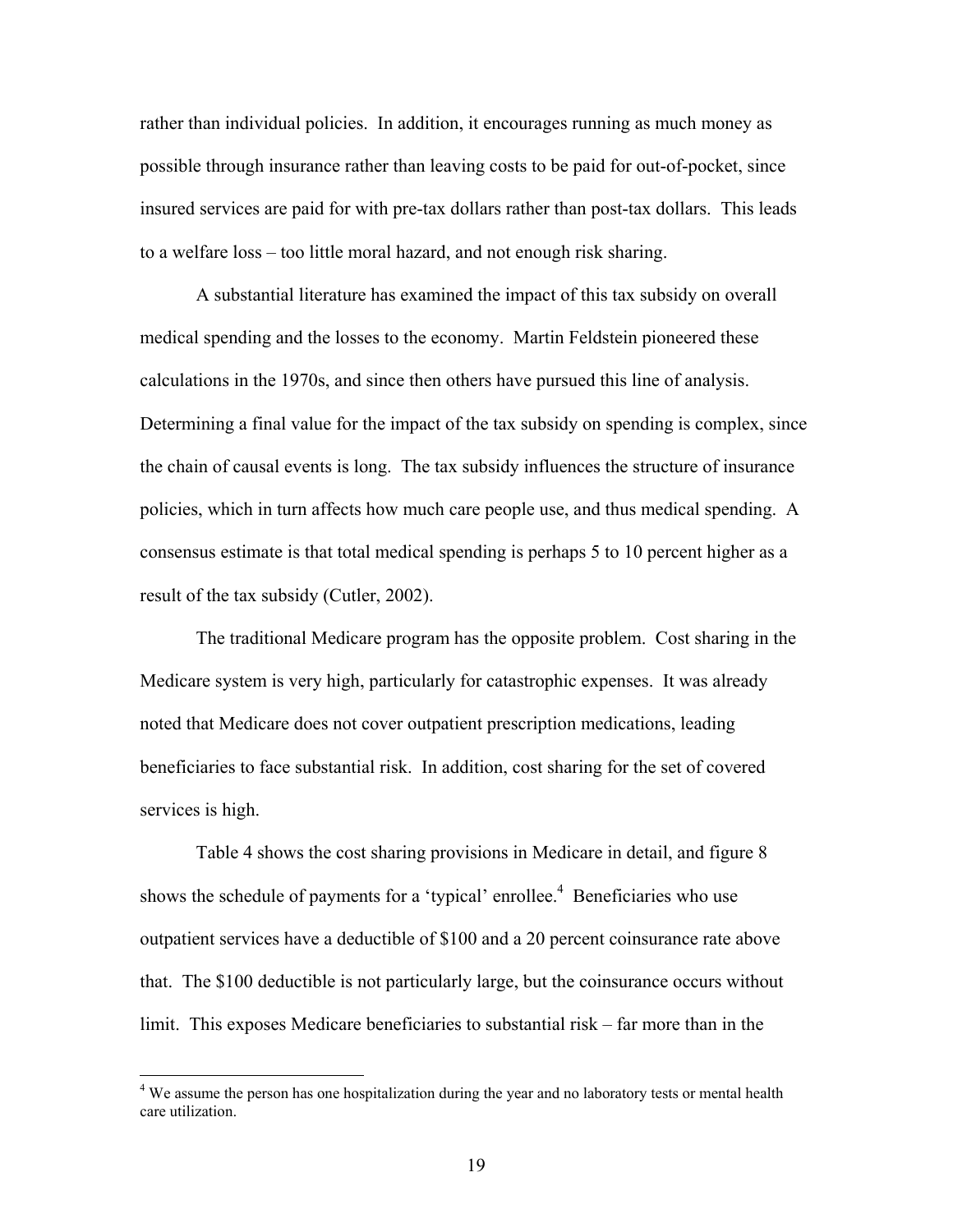rather than individual policies. In addition, it encourages running as much money as possible through insurance rather than leaving costs to be paid for out-of-pocket, since insured services are paid for with pre-tax dollars rather than post-tax dollars. This leads to a welfare loss – too little moral hazard, and not enough risk sharing.

A substantial literature has examined the impact of this tax subsidy on overall medical spending and the losses to the economy. Martin Feldstein pioneered these calculations in the 1970s, and since then others have pursued this line of analysis. Determining a final value for the impact of the tax subsidy on spending is complex, since the chain of causal events is long. The tax subsidy influences the structure of insurance policies, which in turn affects how much care people use, and thus medical spending. A consensus estimate is that total medical spending is perhaps 5 to 10 percent higher as a result of the tax subsidy (Cutler, 2002).

The traditional Medicare program has the opposite problem. Cost sharing in the Medicare system is very high, particularly for catastrophic expenses. It was already noted that Medicare does not cover outpatient prescription medications, leading beneficiaries to face substantial risk. In addition, cost sharing for the set of covered services is high.

Table 4 shows the cost sharing provisions in Medicare in detail, and figure 8 shows the schedule of payments for a 'typical' enrollee.[4] Beneficiaries who use outpatient services have a deductible of \$100 and a 20 percent coinsurance rate above that. The \$100 deductible is not particularly large, but the coinsurance occurs without limit. This exposes Medicare beneficiaries to substantial risk – far more than in the

[4] We assume the person has one hospitalization during the year and no laboratory tests or mental health care utilization.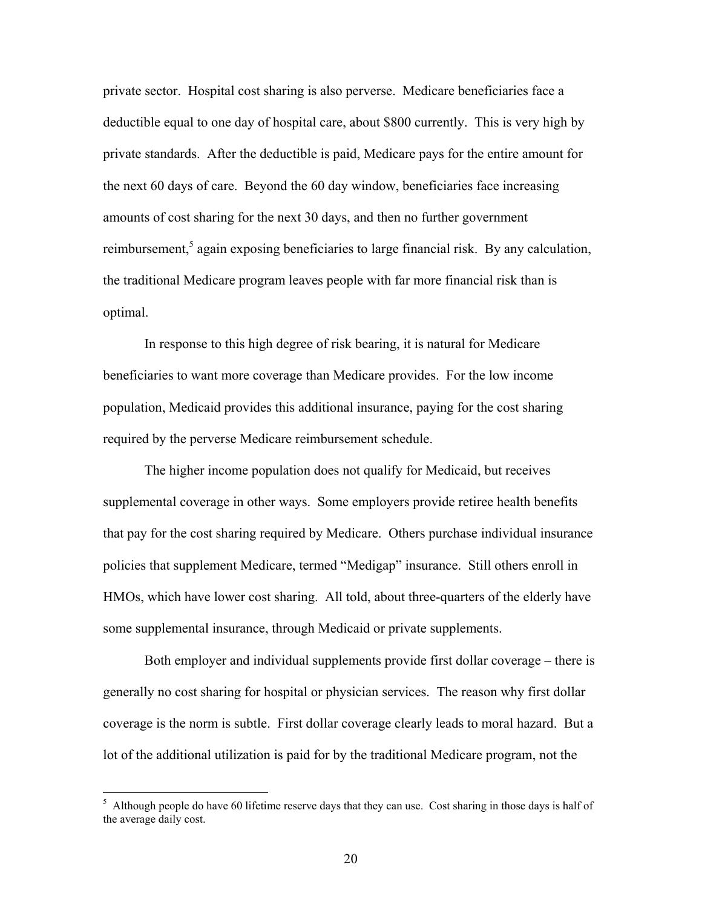private sector. Hospital cost sharing is also perverse. Medicare beneficiaries face a deductible equal to one day of hospital care, about $800 currently. This is very high by private standards. After the deductible is paid, Medicare pays for the entire amount for the next 60 days of care. Beyond the 60 day window, beneficiaries face increasing amounts of cost sharing for the next 30 days, and then no further government reimbursement,[5] again exposing beneficiaries to large financial risk. By any calculation, the traditional Medicare program leaves people with far more financial risk than is optimal.

In response to this high degree of risk bearing, it is natural for Medicare beneficiaries to want more coverage than Medicare provides. For the low income population, Medicaid provides this additional insurance, paying for the cost sharing required by the perverse Medicare reimbursement schedule.

The higher income population does not qualify for Medicaid, but receives supplemental coverage in other ways. Some employers provide retiree health benefits that pay for the cost sharing required by Medicare. Others purchase individual insurance policies that supplement Medicare, termed "Medigap" insurance. Still others enroll in HMOs, which have lower cost sharing. All told, about three-quarters of the elderly have some supplemental insurance, through Medicaid or private supplements.

Both employer and individual supplements provide first dollar coverage – there is generally no cost sharing for hospital or physician services. The reason why first dollar coverage is the norm is subtle. First dollar coverage clearly leads to moral hazard. But a lot of the additional utilization is paid for by the traditional Medicare program, not the

---

[5] Although people do have 60 lifetime reserve days that they can use. Cost sharing in those days is half of the average daily cost.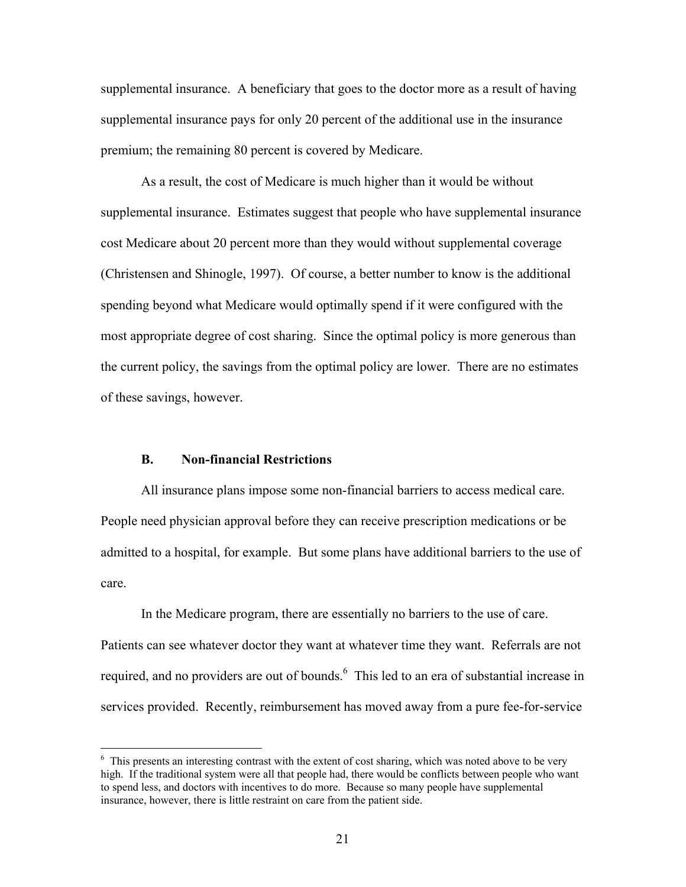supplemental insurance. A beneficiary that goes to the doctor more as a result of having supplemental insurance pays for only 20 percent of the additional use in the insurance premium; the remaining 80 percent is covered by Medicare.

As a result, the cost of Medicare is much higher than it would be without supplemental insurance. Estimates suggest that people who have supplemental insurance cost Medicare about 20 percent more than they would without supplemental coverage (Christensen and Shinogle, 1997). Of course, a better number to know is the additional spending beyond what Medicare would optimally spend if it were configured with the most appropriate degree of cost sharing. Since the optimal policy is more generous than the current policy, the savings from the optimal policy are lower. There are no estimates of these savings, however.

### B. Non-financial Restrictions

All insurance plans impose some non-financial barriers to access medical care. People need physician approval before they can receive prescription medications or be admitted to a hospital, for example. But some plans have additional barriers to the use of care.

In the Medicare program, there are essentially no barriers to the use of care. Patients can see whatever doctor they want at whatever time they want. Referrals are not required, and no providers are out of bounds.[6] This led to an era of substantial increase in services provided. Recently, reimbursement has moved away from a pure fee-for-service

---

[6] This presents an interesting contrast with the extent of cost sharing, which was noted above to be very high. If the traditional system were all that people had, there would be conflicts between people who want to spend less, and doctors with incentives to do more. Because so many people have supplemental insurance, however, there is little restraint on care from the patient side.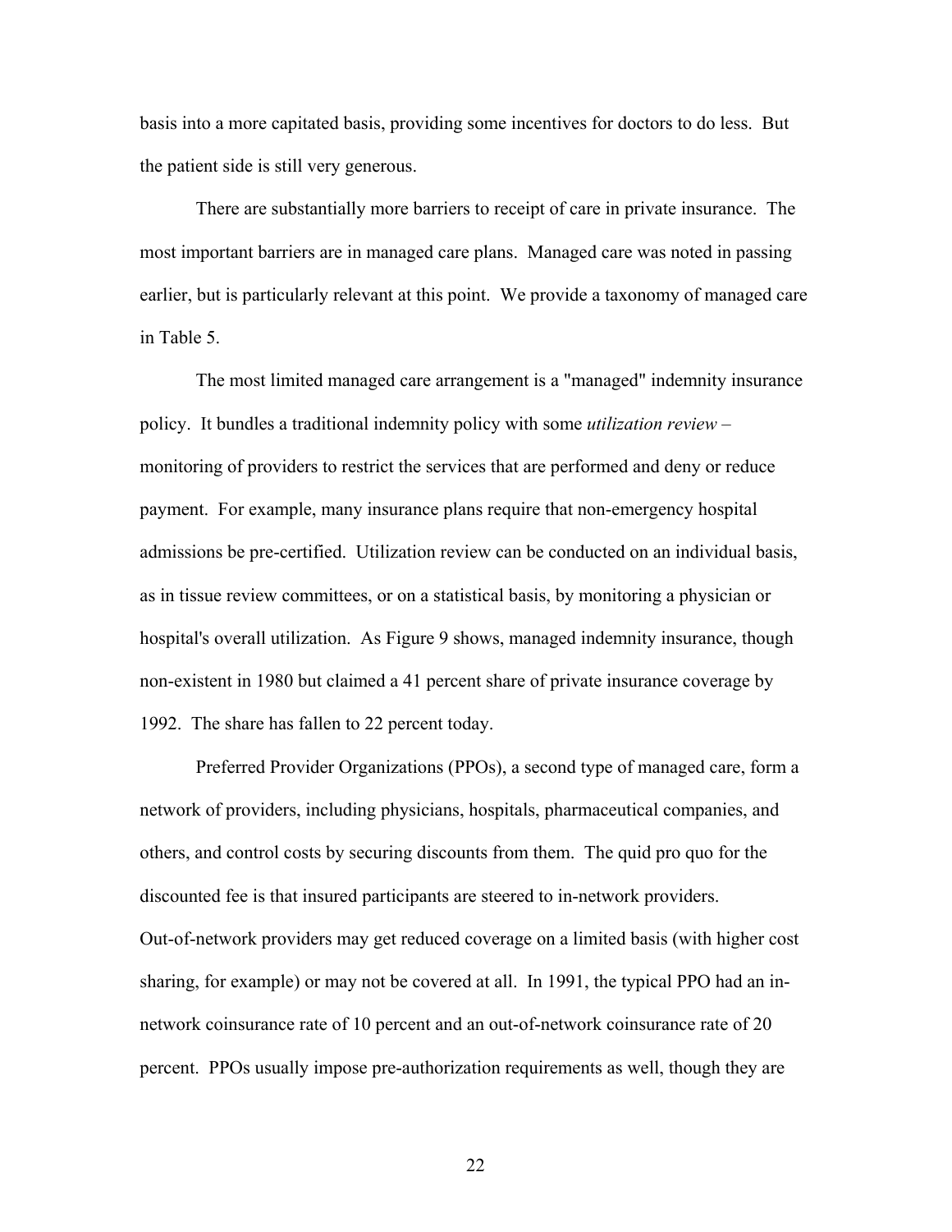basis into a more capitated basis, providing some incentives for doctors to do less. But the patient side is still very generous.

There are substantially more barriers to receipt of care in private insurance. The most important barriers are in managed care plans. Managed care was noted in passing earlier, but is particularly relevant at this point. We provide a taxonomy of managed care in Table 5.

The most limited managed care arrangement is a "managed" indemnity insurance policy. It bundles a traditional indemnity policy with some *utilization review* – monitoring of providers to restrict the services that are performed and deny or reduce payment. For example, many insurance plans require that non-emergency hospital admissions be pre-certified. Utilization review can be conducted on an individual basis, as in tissue review committees, or on a statistical basis, by monitoring a physician or hospital's overall utilization. As Figure 9 shows, managed indemnity insurance, though non-existent in 1980 but claimed a 41 percent share of private insurance coverage by 1992. The share has fallen to 22 percent today.

Preferred Provider Organizations (PPOs), a second type of managed care, form a network of providers, including physicians, hospitals, pharmaceutical companies, and others, and control costs by securing discounts from them. The quid pro quo for the discounted fee is that insured participants are steered to in-network providers. Out-of-network providers may get reduced coverage on a limited basis (with higher cost sharing, for example) or may not be covered at all. In 1991, the typical PPO had an in-network coinsurance rate of 10 percent and an out-of-network coinsurance rate of 20 percent. PPOs usually impose pre-authorization requirements as well, though they are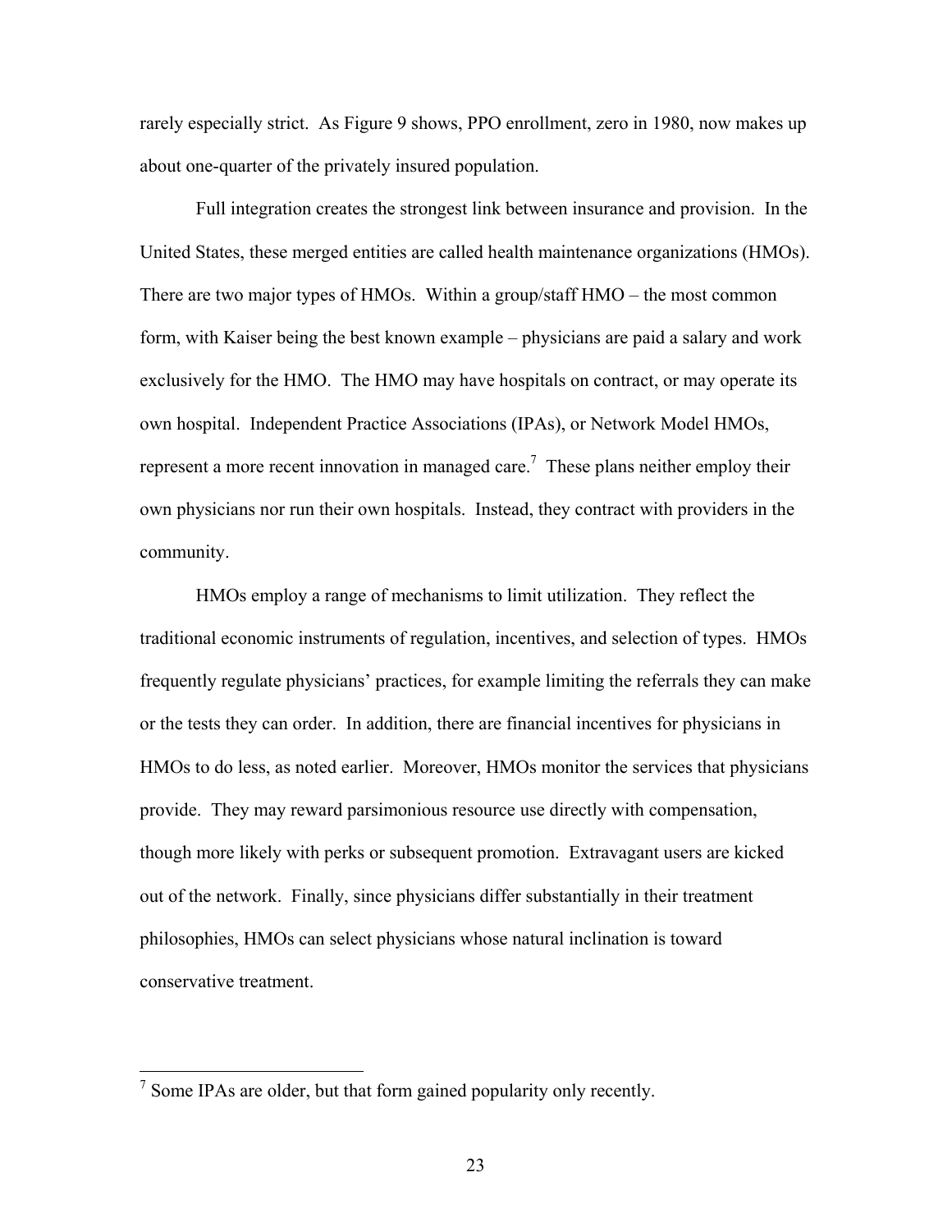rarely especially strict. As Figure 9 shows, PPO enrollment, zero in 1980, now makes up about one-quarter of the privately insured population.

Full integration creates the strongest link between insurance and provision. In the United States, these merged entities are called health maintenance organizations (HMOs). There are two major types of HMOs. Within a group/staff HMO – the most common form, with Kaiser being the best known example – physicians are paid a salary and work exclusively for the HMO. The HMO may have hospitals on contract, or may operate its own hospital. Independent Practice Associations (IPAs), or Network Model HMOs, represent a more recent innovation in managed care.[7] These plans neither employ their own physicians nor run their own hospitals. Instead, they contract with providers in the community.

HMOs employ a range of mechanisms to limit utilization. They reflect the traditional economic instruments of regulation, incentives, and selection of types. HMOs frequently regulate physicians' practices, for example limiting the referrals they can make or the tests they can order. In addition, there are financial incentives for physicians in HMOs to do less, as noted earlier. Moreover, HMOs monitor the services that physicians provide. They may reward parsimonious resource use directly with compensation, though more likely with perks or subsequent promotion. Extravagant users are kicked out of the network. Finally, since physicians differ substantially in their treatment philosophies, HMOs can select physicians whose natural inclination is toward conservative treatment.

---

[7] Some IPAs are older, but that form gained popularity only recently.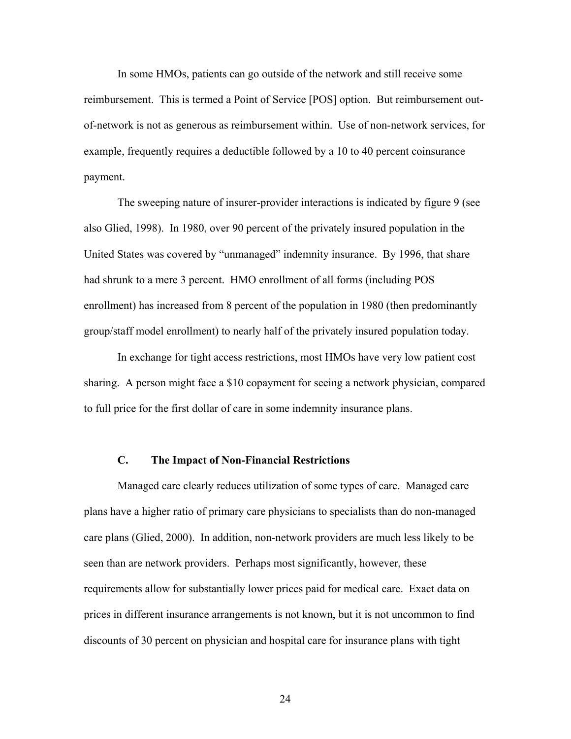In some HMOs, patients can go outside of the network and still receive some reimbursement. This is termed a Point of Service [POS] option. But reimbursement out-of-network is not as generous as reimbursement within. Use of non-network services, for example, frequently requires a deductible followed by a 10 to 40 percent coinsurance payment.

The sweeping nature of insurer-provider interactions is indicated by figure 9 (see also Glied, 1998). In 1980, over 90 percent of the privately insured population in the United States was covered by "unmanaged" indemnity insurance. By 1996, that share had shrunk to a mere 3 percent. HMO enrollment of all forms (including POS enrollment) has increased from 8 percent of the population in 1980 (then predominantly group/staff model enrollment) to nearly half of the privately insured population today.

In exchange for tight access restrictions, most HMOs have very low patient cost sharing. A person might face a $10 copayment for seeing a network physician, compared to full price for the first dollar of care in some indemnity insurance plans.

### C. The Impact of Non-Financial Restrictions

Managed care clearly reduces utilization of some types of care. Managed care plans have a higher ratio of primary care physicians to specialists than do non-managed care plans (Glied, 2000). In addition, non-network providers are much less likely to be seen than are network providers. Perhaps most significantly, however, these requirements allow for substantially lower prices paid for medical care. Exact data on prices in different insurance arrangements is not known, but it is not uncommon to find discounts of 30 percent on physician and hospital care for insurance plans with tight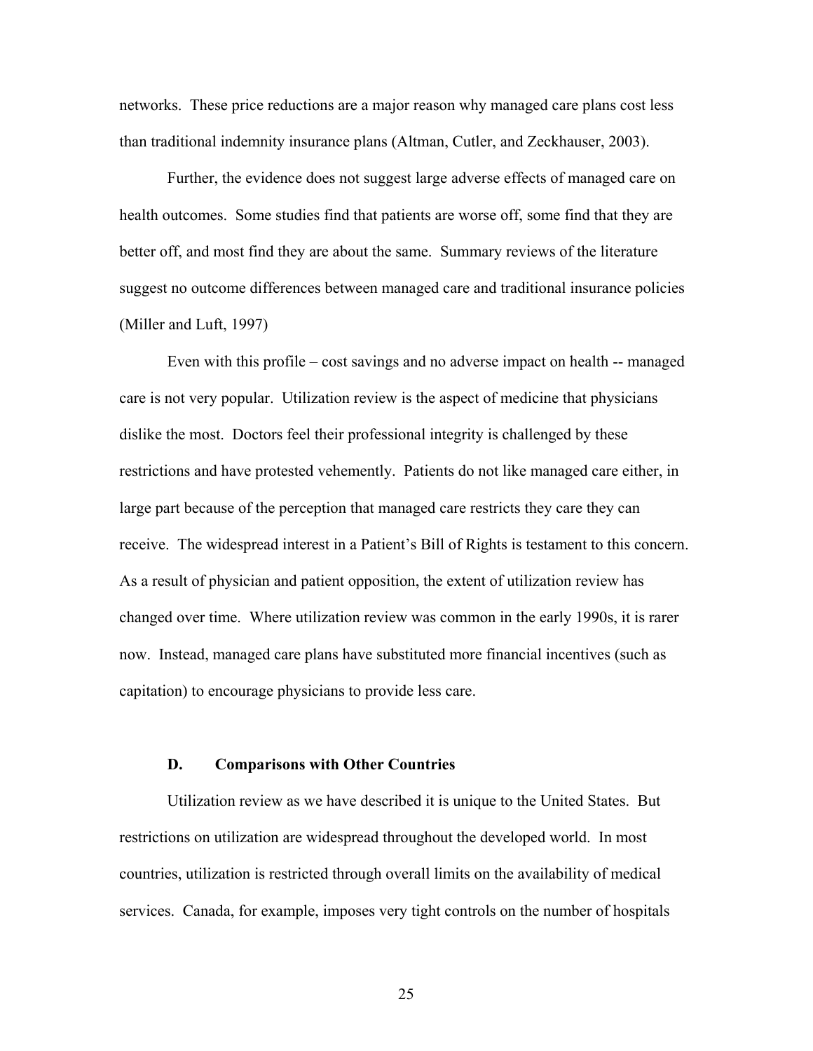networks. These price reductions are a major reason why managed care plans cost less than traditional indemnity insurance plans (Altman, Cutler, and Zeckhauser, 2003).

Further, the evidence does not suggest large adverse effects of managed care on health outcomes. Some studies find that patients are worse off, some find that they are better off, and most find they are about the same. Summary reviews of the literature suggest no outcome differences between managed care and traditional insurance policies (Miller and Luft, 1997)

Even with this profile – cost savings and no adverse impact on health -- managed care is not very popular. Utilization review is the aspect of medicine that physicians dislike the most. Doctors feel their professional integrity is challenged by these restrictions and have protested vehemently. Patients do not like managed care either, in large part because of the perception that managed care restricts they care they can receive. The widespread interest in a Patient's Bill of Rights is testament to this concern. As a result of physician and patient opposition, the extent of utilization review has changed over time. Where utilization review was common in the early 1990s, it is rarer now. Instead, managed care plans have substituted more financial incentives (such as capitation) to encourage physicians to provide less care.

### D. Comparisons with Other Countries

Utilization review as we have described it is unique to the United States. But restrictions on utilization are widespread throughout the developed world. In most countries, utilization is restricted through overall limits on the availability of medical services. Canada, for example, imposes very tight controls on the number of hospitals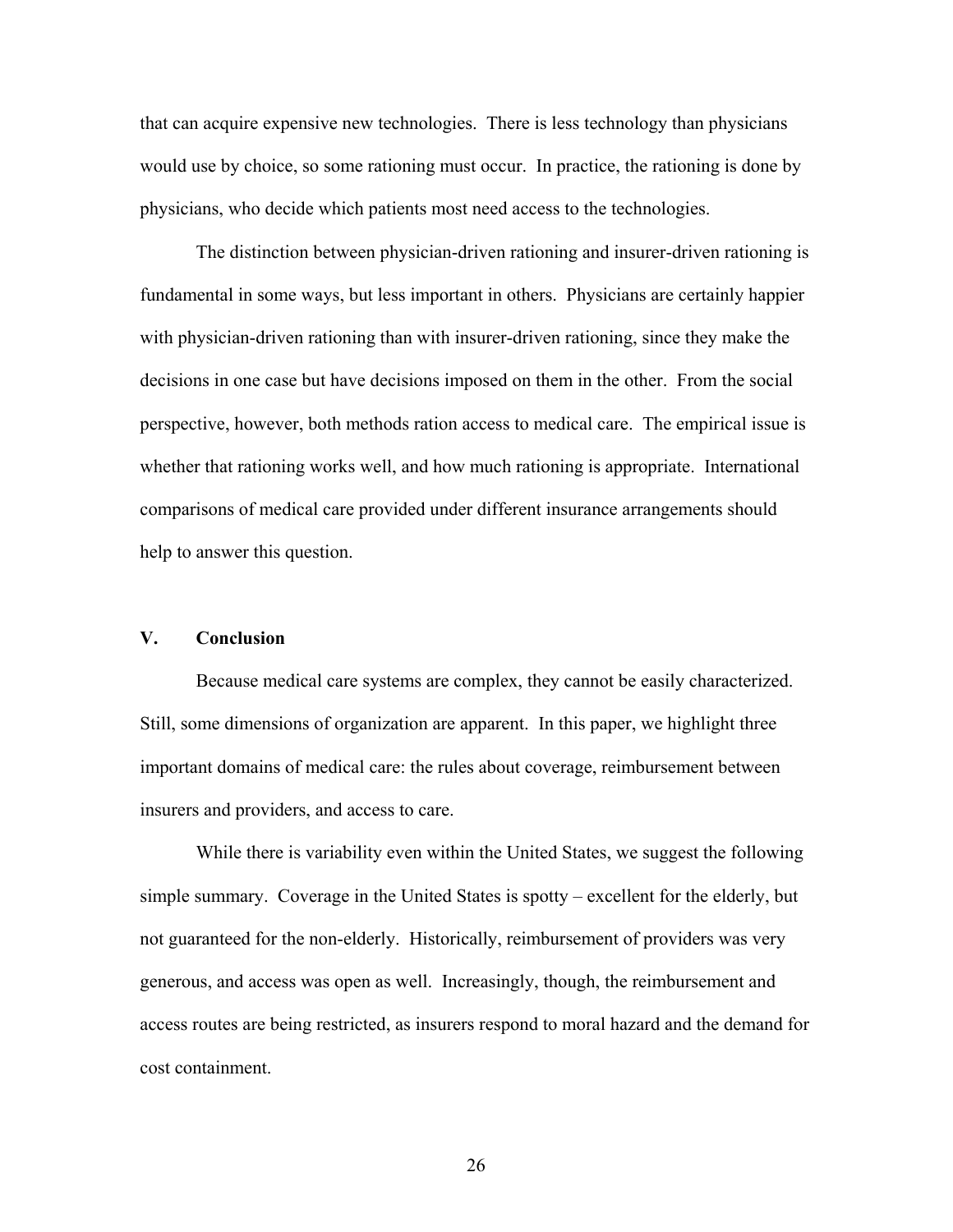that can acquire expensive new technologies. There is less technology than physicians would use by choice, so some rationing must occur. In practice, the rationing is done by physicians, who decide which patients most need access to the technologies.

The distinction between physician-driven rationing and insurer-driven rationing is fundamental in some ways, but less important in others. Physicians are certainly happier with physician-driven rationing than with insurer-driven rationing, since they make the decisions in one case but have decisions imposed on them in the other. From the social perspective, however, both methods ration access to medical care. The empirical issue is whether that rationing works well, and how much rationing is appropriate. International comparisons of medical care provided under different insurance arrangements should help to answer this question.

## V. Conclusion

Because medical care systems are complex, they cannot be easily characterized. Still, some dimensions of organization are apparent. In this paper, we highlight three important domains of medical care: the rules about coverage, reimbursement between insurers and providers, and access to care.

While there is variability even within the United States, we suggest the following simple summary. Coverage in the United States is spotty – excellent for the elderly, but not guaranteed for the non-elderly. Historically, reimbursement of providers was very generous, and access was open as well. Increasingly, though, the reimbursement and access routes are being restricted, as insurers respond to moral hazard and the demand for cost containment.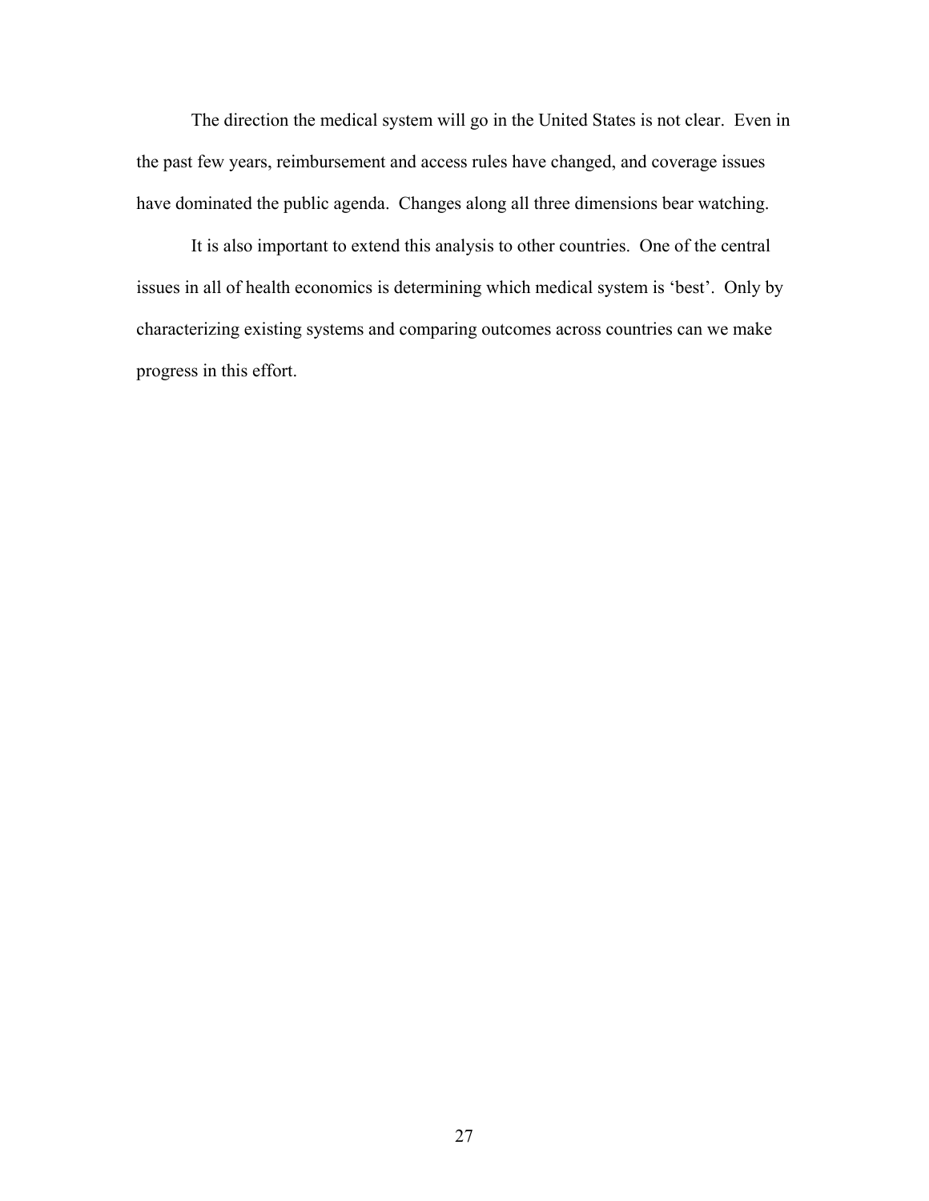The direction the medical system will go in the United States is not clear. Even in the past few years, reimbursement and access rules have changed, and coverage issues have dominated the public agenda. Changes along all three dimensions bear watching.

It is also important to extend this analysis to other countries. One of the central issues in all of health economics is determining which medical system is 'best'. Only by characterizing existing systems and comparing outcomes across countries can we make progress in this effort.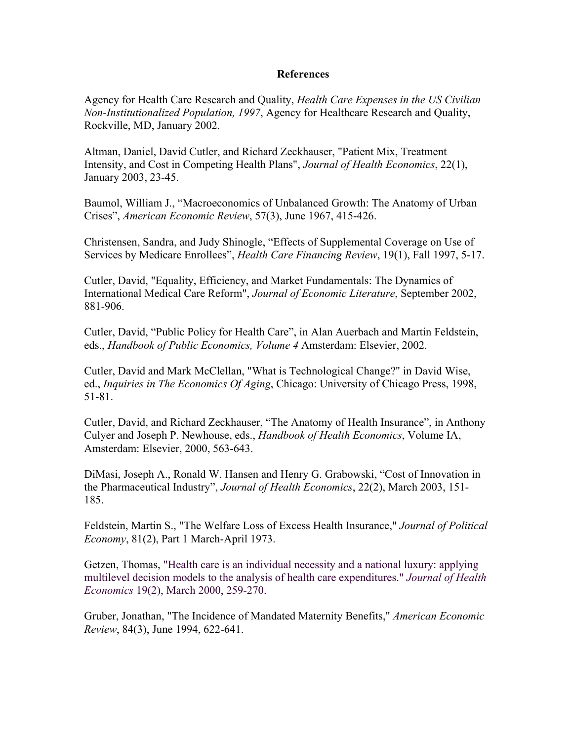## References

Agency for Health Care Research and Quality, *Health Care Expenses in the US Civilian Non-Institutionalized Population, 1997*, Agency for Healthcare Research and Quality, Rockville, MD, January 2002.

Altman, Daniel, David Cutler, and Richard Zeckhauser, "Patient Mix, Treatment Intensity, and Cost in Competing Health Plans", *Journal of Health Economics*, 22(1), January 2003, 23-45.

Baumol, William J., "Macroeconomics of Unbalanced Growth: The Anatomy of Urban Crises", *American Economic Review*, 57(3), June 1967, 415-426.

Christensen, Sandra, and Judy Shinogle, "Effects of Supplemental Coverage on Use of Services by Medicare Enrollees", *Health Care Financing Review*, 19(1), Fall 1997, 5-17.

Cutler, David, "Equality, Efficiency, and Market Fundamentals: The Dynamics of International Medical Care Reform", *Journal of Economic Literature*, September 2002, 881-906.

Cutler, David, "Public Policy for Health Care", in Alan Auerbach and Martin Feldstein, eds., *Handbook of Public Economics, Volume 4* Amsterdam: Elsevier, 2002.

Cutler, David and Mark McClellan, "What is Technological Change?" in David Wise, ed., *Inquiries in The Economics Of Aging*, Chicago: University of Chicago Press, 1998, 51-81.

Cutler, David, and Richard Zeckhauser, "The Anatomy of Health Insurance", in Anthony Culyer and Joseph P. Newhouse, eds., *Handbook of Health Economics*, Volume IA, Amsterdam: Elsevier, 2000, 563-643.

DiMasi, Joseph A., Ronald W. Hansen and Henry G. Grabowski, "Cost of Innovation in the Pharmaceutical Industry", *Journal of Health Economics*, 22(2), March 2003, 151-185.

Feldstein, Martin S., "The Welfare Loss of Excess Health Insurance," *Journal of Political Economy*, 81(2), Part 1 March-April 1973.

Getzen, Thomas, "Health care is an individual necessity and a national luxury: applying multilevel decision models to the analysis of health care expenditures." *Journal of Health Economics* 19(2), March 2000, 259-270.

Gruber, Jonathan, "The Incidence of Mandated Maternity Benefits," *American Economic Review*, 84(3), June 1994, 622-641.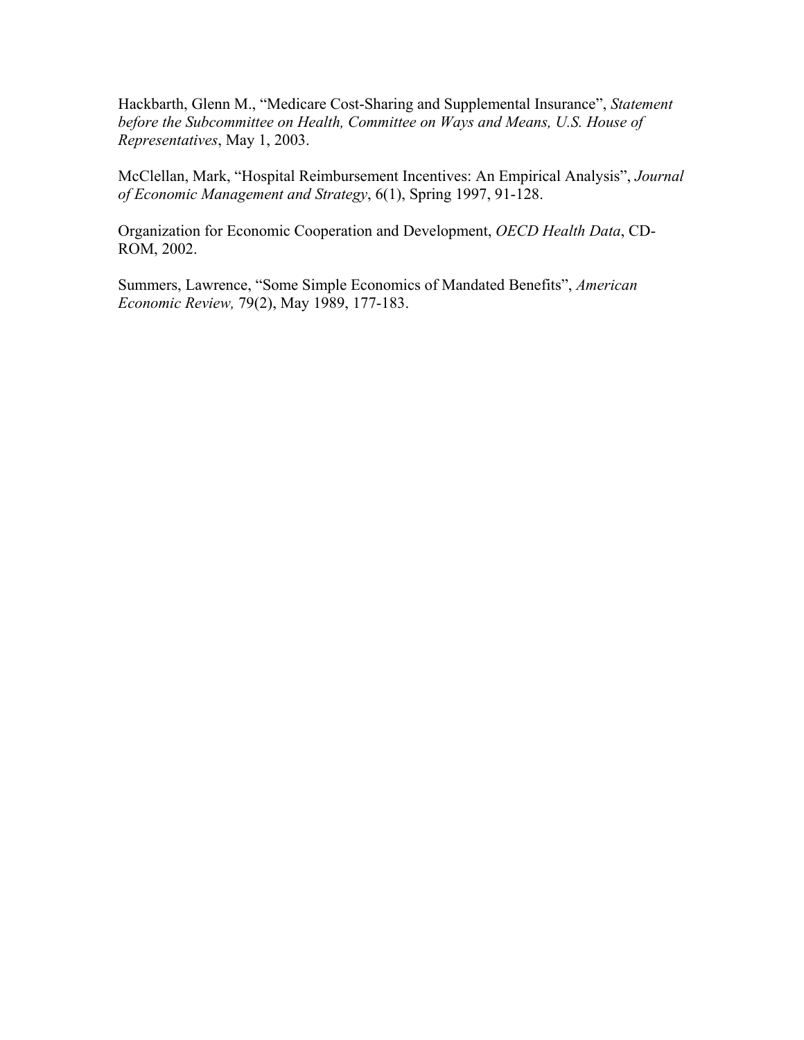Hackbarth, Glenn M., "Medicare Cost-Sharing and Supplemental Insurance", *Statement before the Subcommittee on Health, Committee on Ways and Means, U.S. House of Representatives*, May 1, 2003.

McClellan, Mark, "Hospital Reimbursement Incentives: An Empirical Analysis", *Journal of Economic Management and Strategy*, 6(1), Spring 1997, 91-128.

Organization for Economic Cooperation and Development, *OECD Health Data*, CD-ROM, 2002.

Summers, Lawrence, "Some Simple Economics of Mandated Benefits", *American Economic Review,* 79(2), May 1989, 177-183.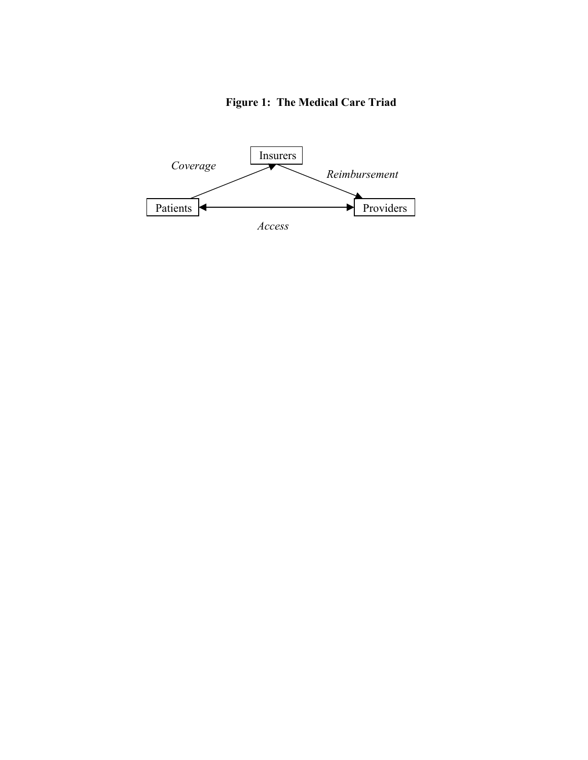**Figure 1: The Medical Care Triad**

Insurers

*Coverage*

*Reimbursement*

Patients

Providers

*Access*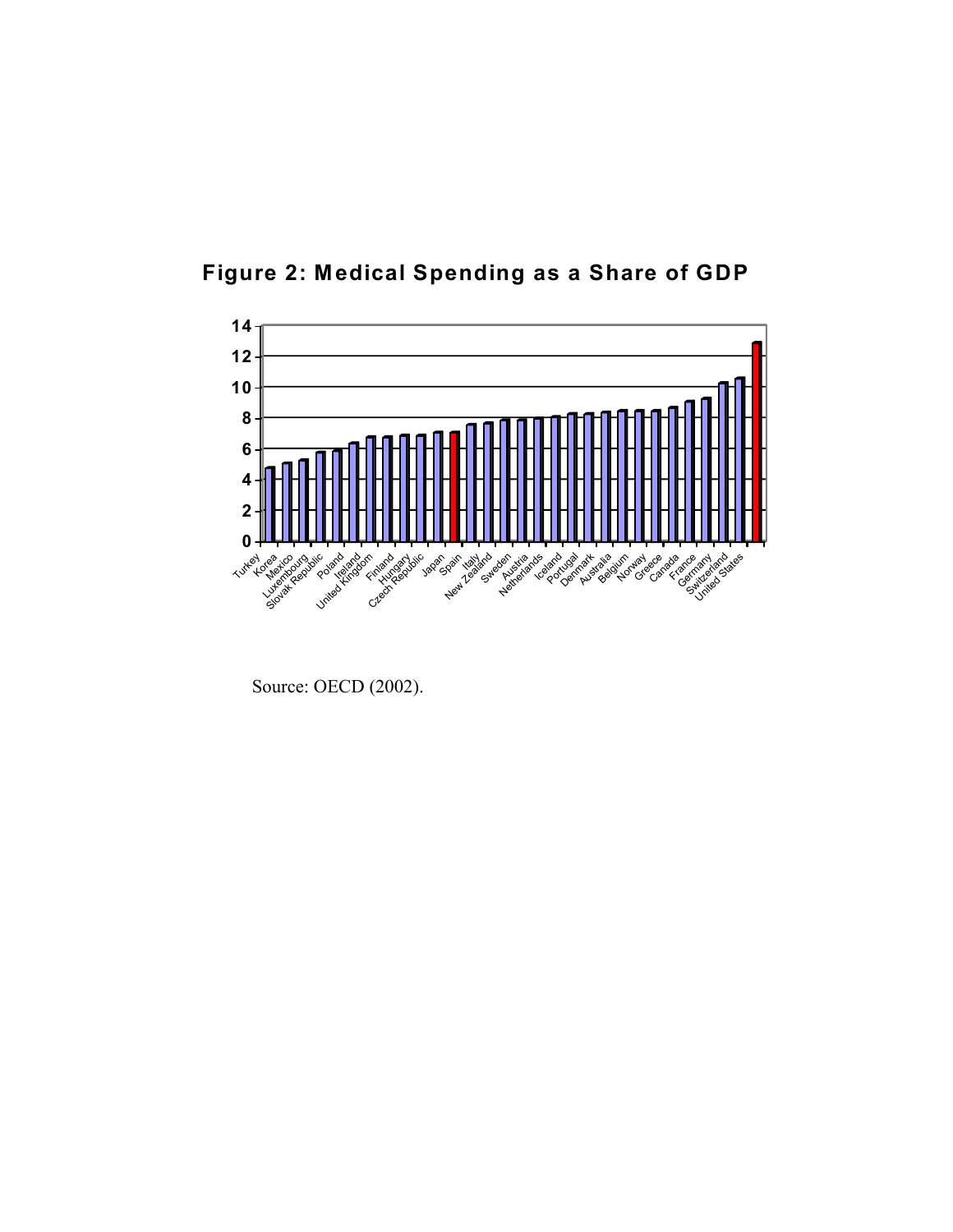## Figure 2: Medical Spending as a Share of GDP

Source: OECD (2002).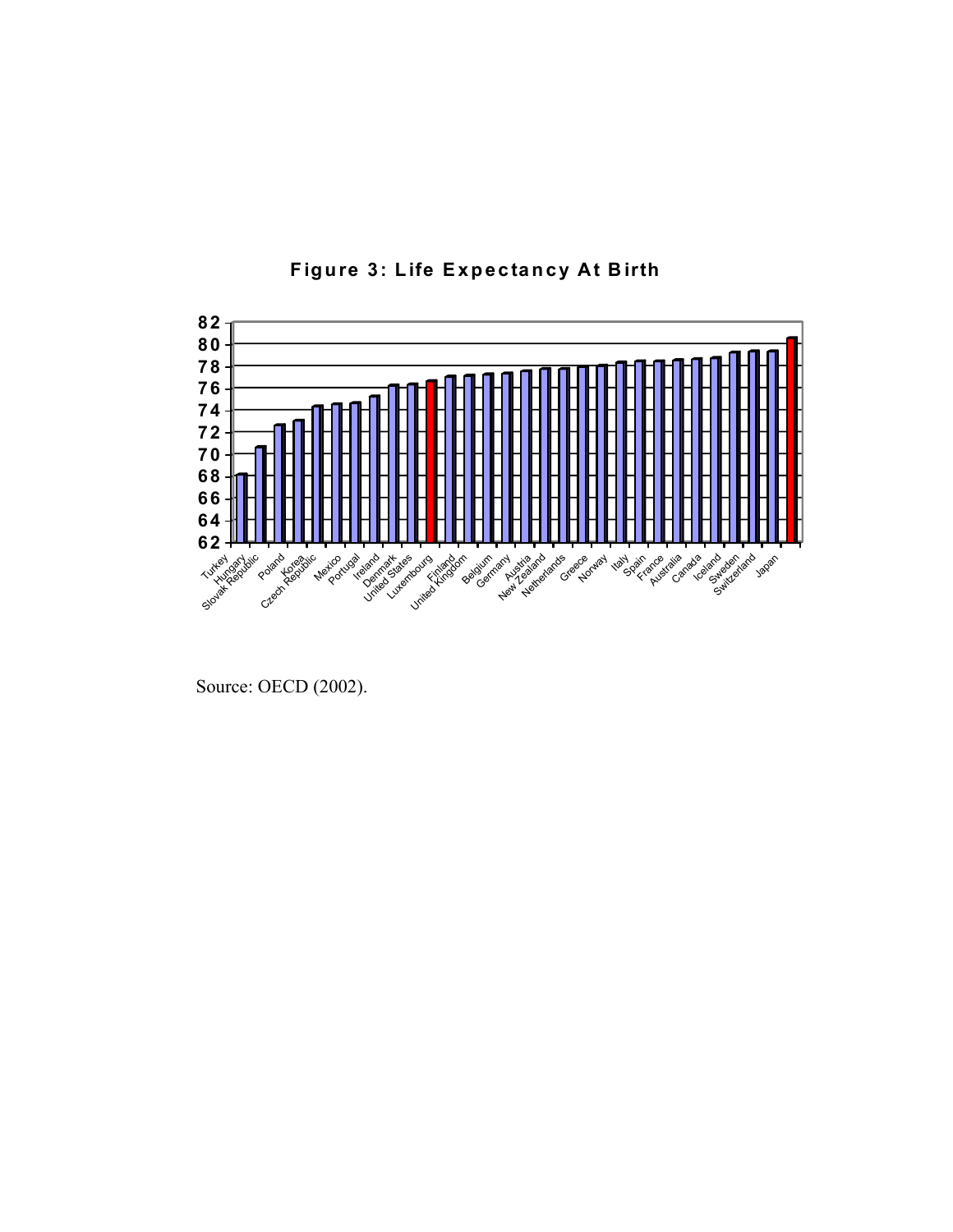**Figure 3: Life Expectancy At Birth**

Source: OECD (2002).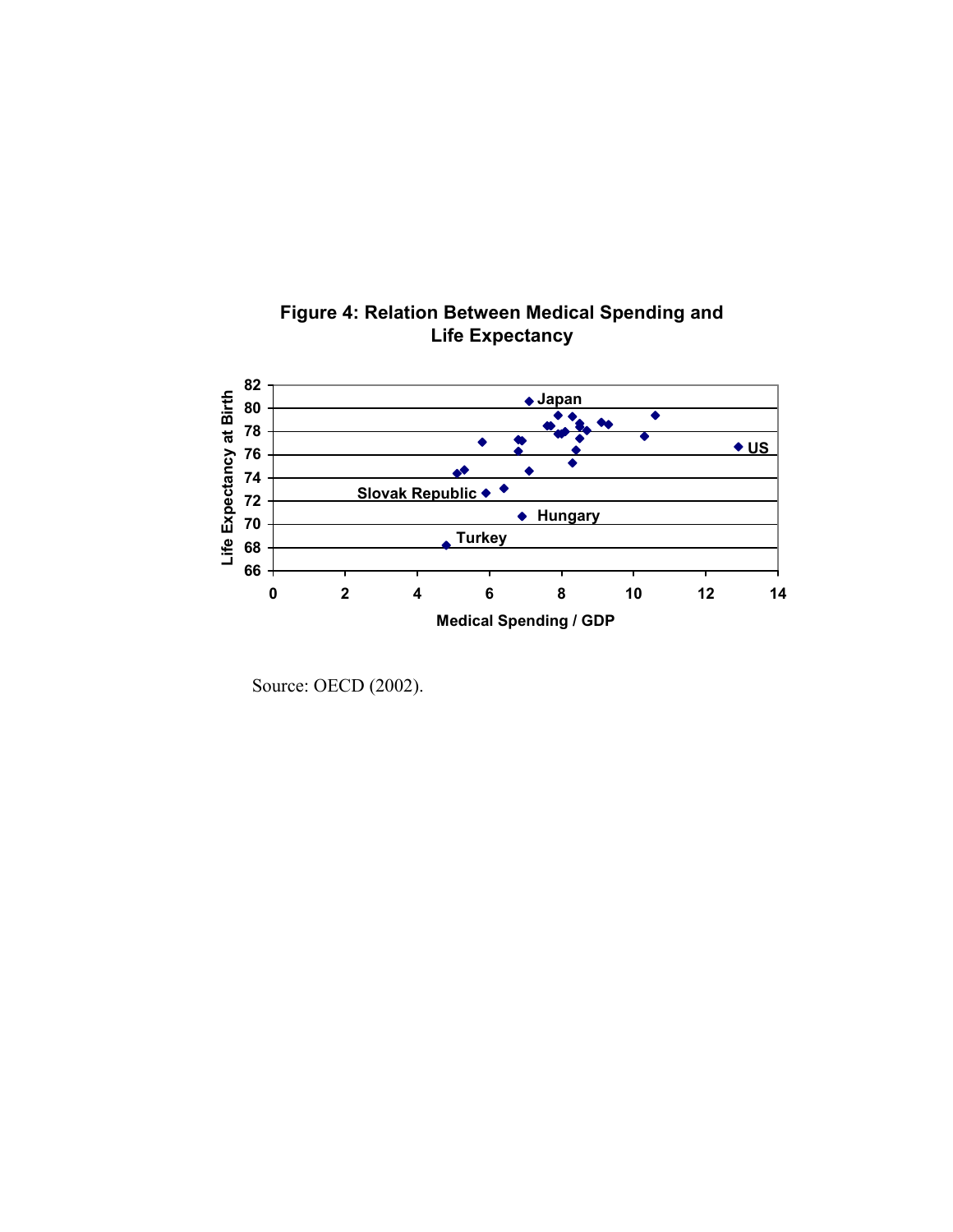**Figure 4: Relation Between Medical Spending and Life Expectancy**

Source: OECD (2002).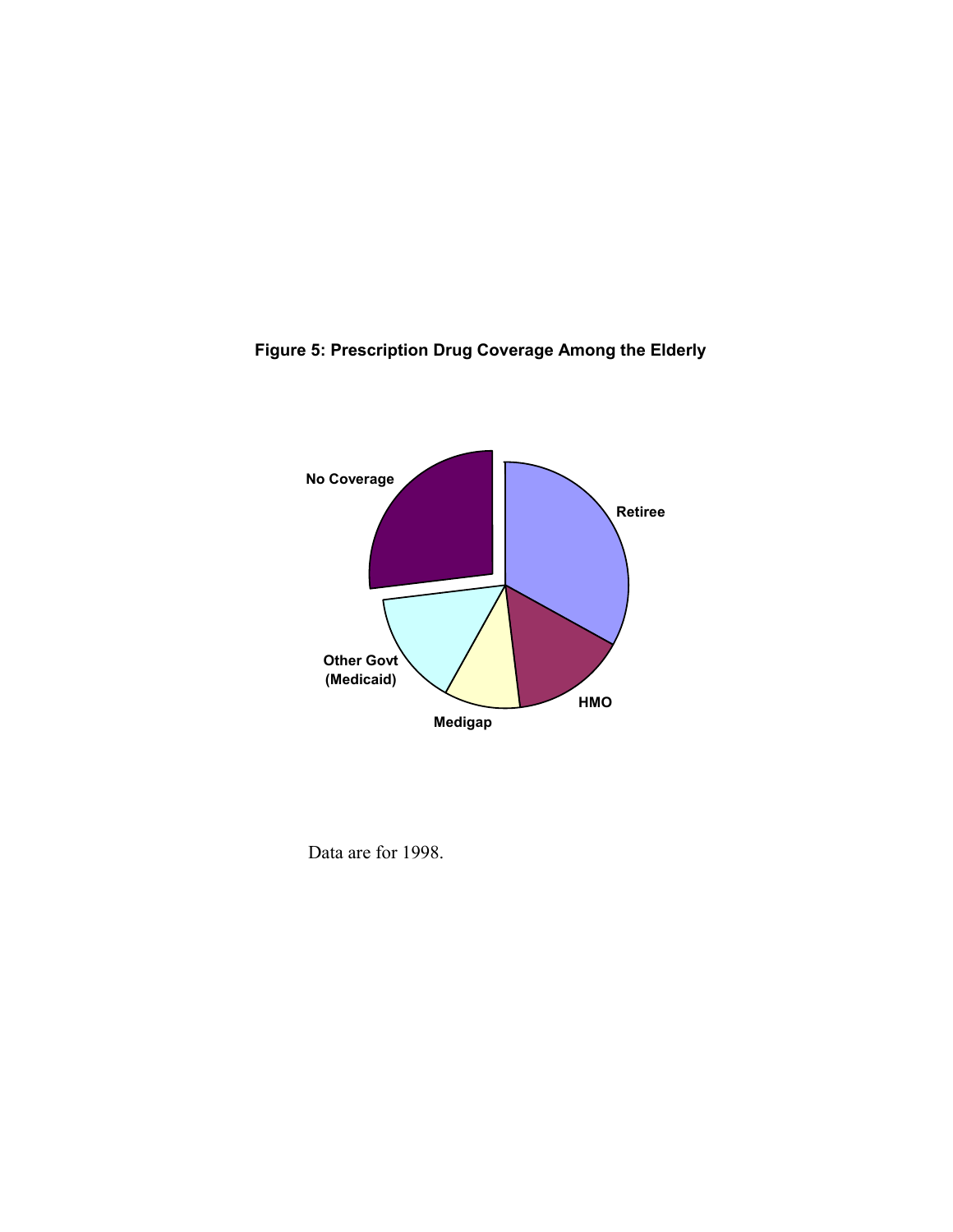**Figure 5: Prescription Drug Coverage Among the Elderly**

No Coverage

Retiree

Other Govt (Medicaid)

Medigap

HMO

Data are for 1998.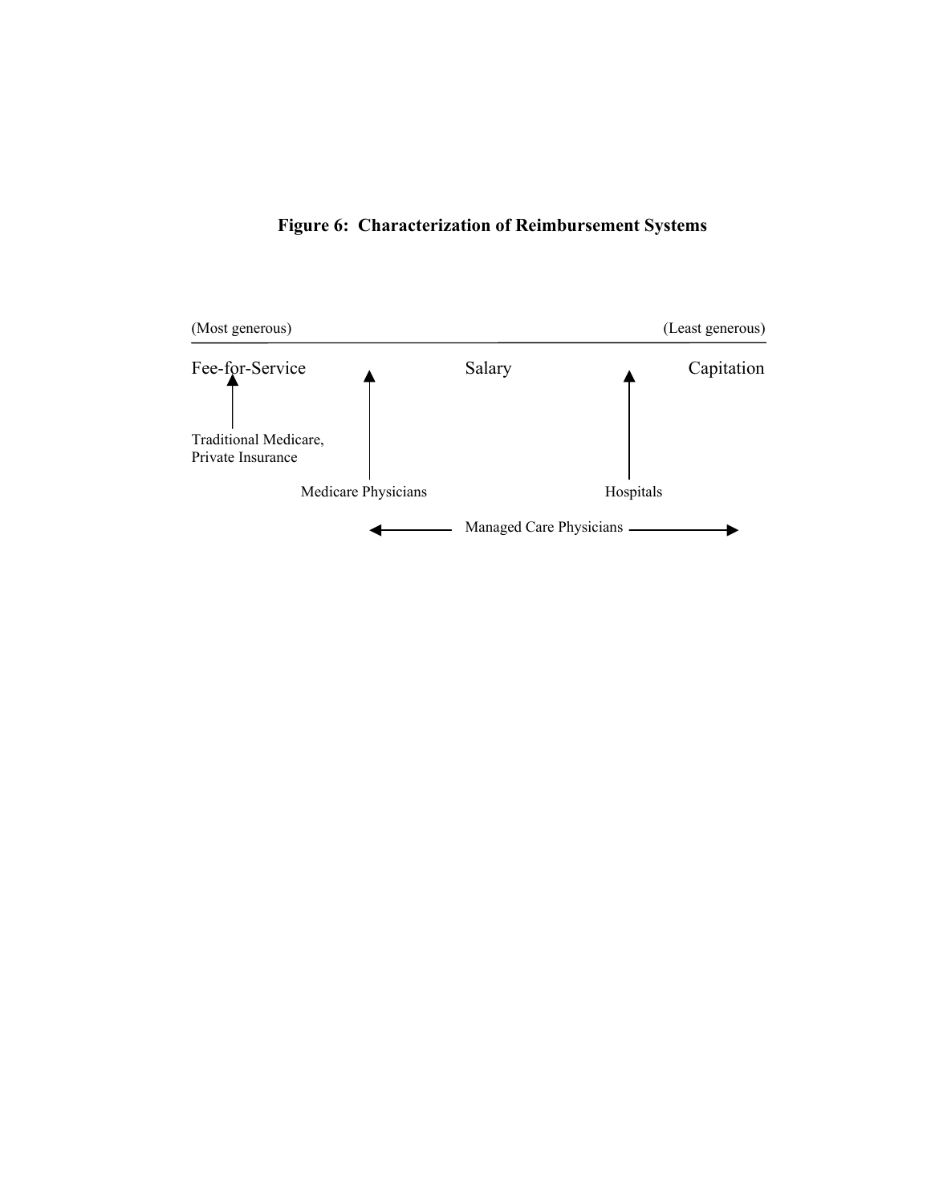**Figure 6: Characterization of Reimbursement Systems**

(Most generous) (Least generous)

Fee-for-Service Salary Capitation

Traditional Medicare, Private Insurance

Medicare Physicians

Hospitals

Managed Care Physicians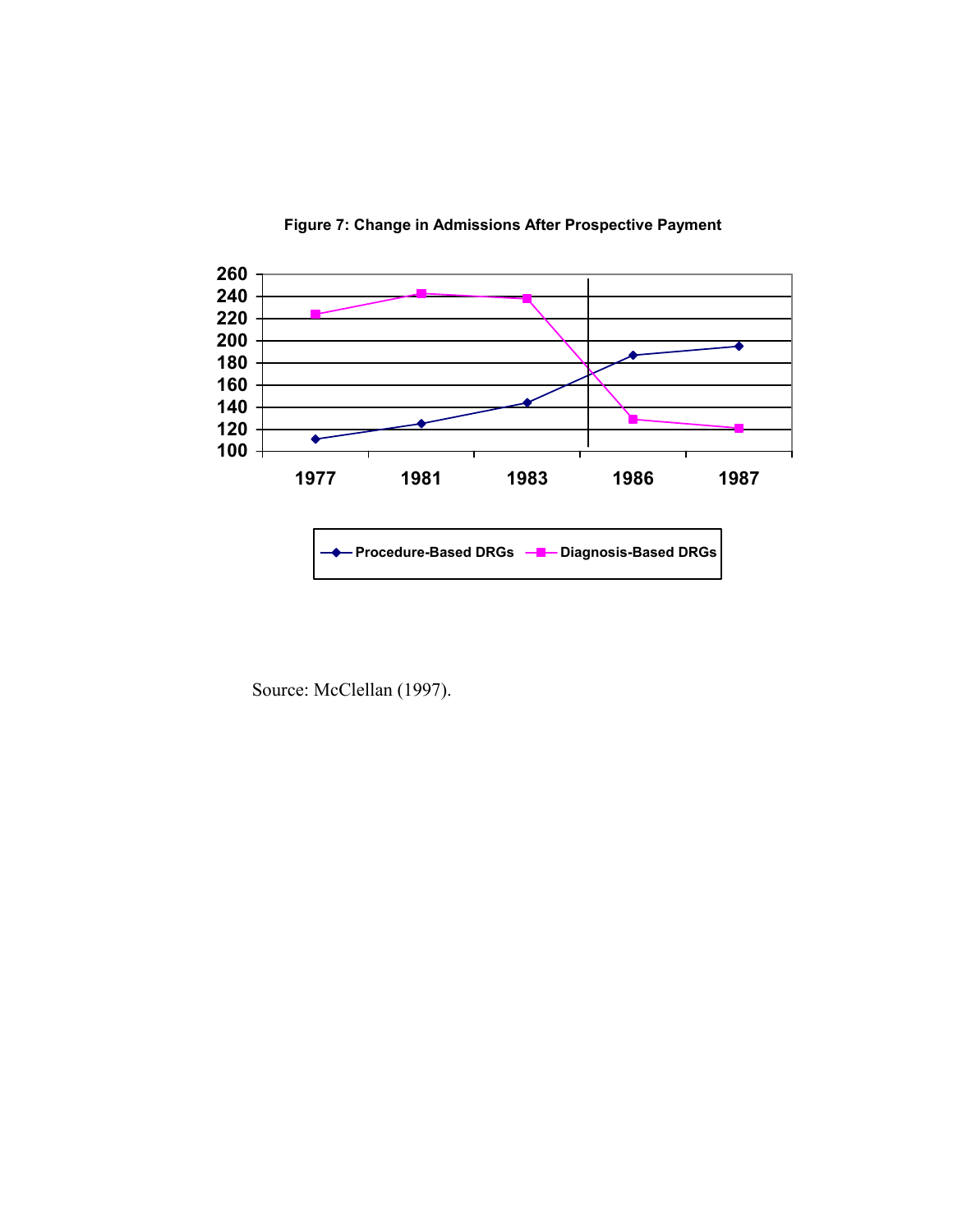**Figure 7: Change in Admissions After Prospective Payment**

Source: McClellan (1997).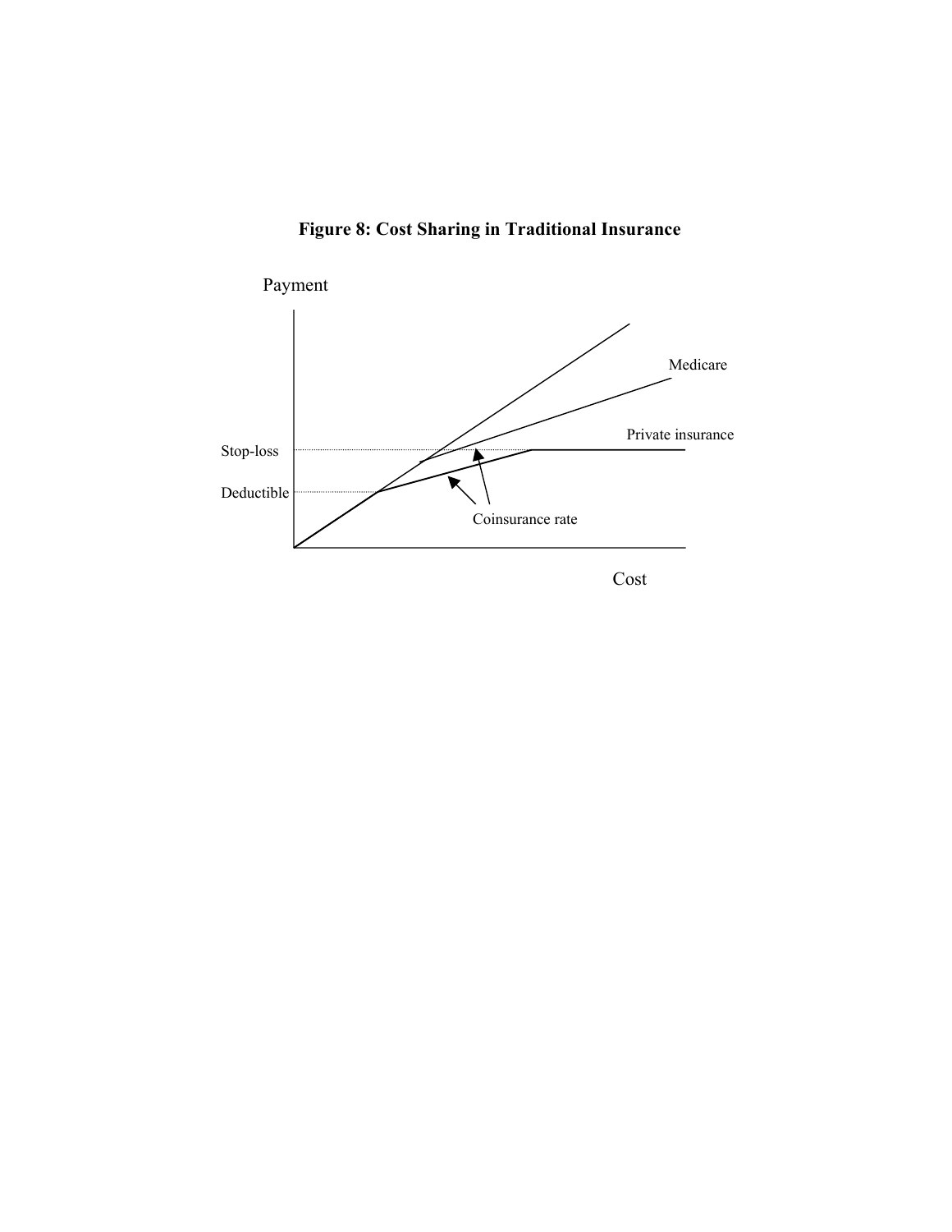**Figure 8: Cost Sharing in Traditional Insurance**

Payment

Medicare

Private insurance

Stop-loss

Deductible

Coinsurance rate

Cost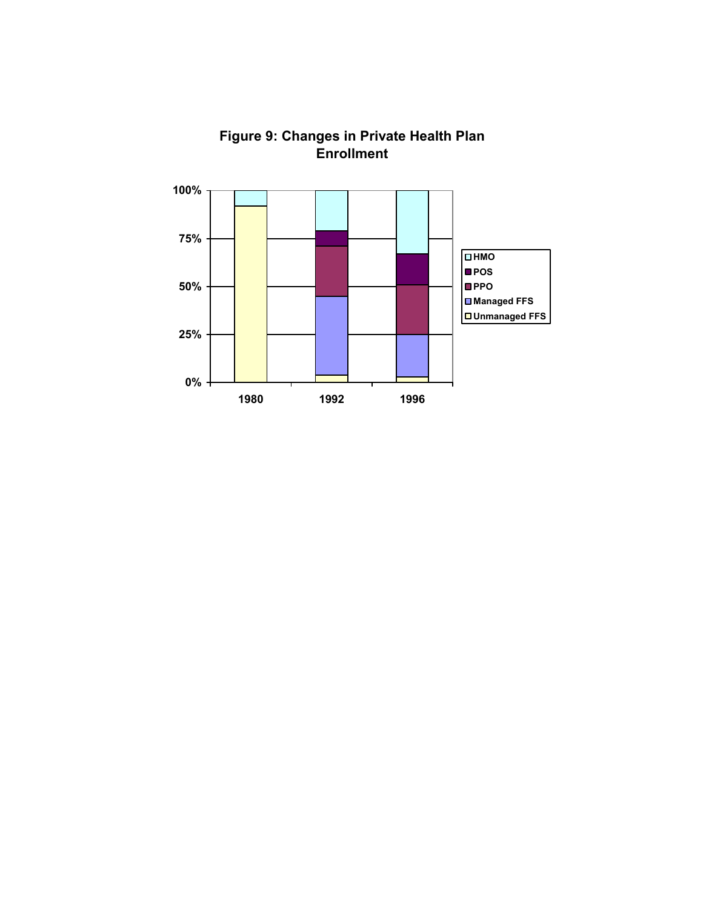**Figure 9: Changes in Private Health Plan Enrollment**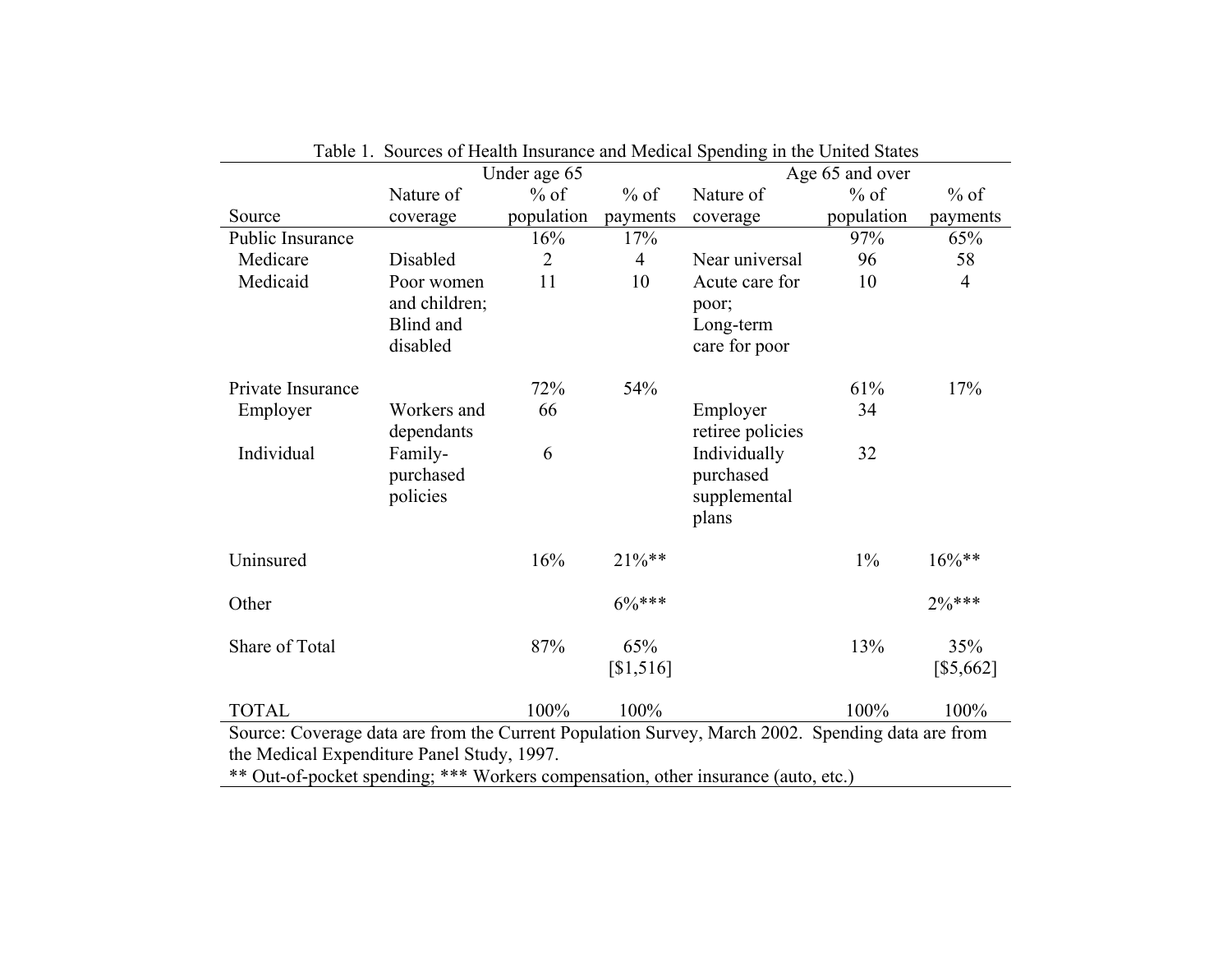Table 1. Sources of Health Insurance and Medical Spending in the United States

| | Under age 65 | | | Age 65 and over | | |
|---|---|---|---|---|---|---|
| Source | Nature of coverage | % of population | % of payments | Nature of coverage | % of population | % of payments |
| Public Insurance | | 16% | 17% | | 97% | 65% |
| Medicare | Disabled | 2 | 4 | Near universal | 96 | 58 |
| Medicaid | Poor women and children; Blind and disabled | 11 | 10 | Acute care for poor; Long-term care for poor | 10 | 4 |
| Private Insurance | | 72% | 54% | | 61% | 17% |
| Employer | Workers and dependants | 66 | | Employer retiree policies | 34 | |
| Individual | Family-purchased policies | 6 | | Individually purchased supplemental plans | 32 | |
| Uninsured | | 16% | 21%** | | 1% | 16%** |
| Other | | | 6%*** | | | 2%*** |
| Share of Total | | 87% | 65% [$1,516] | | 13% | 35% [$5,662] |
| TOTAL | | 100% | 100% | | 100% | 100% |

Source: Coverage data are from the Current Population Survey, March 2002. Spending data are from the Medical Expenditure Panel Study, 1997.

** Out-of-pocket spending; *** Workers compensation, other insurance (auto, etc.)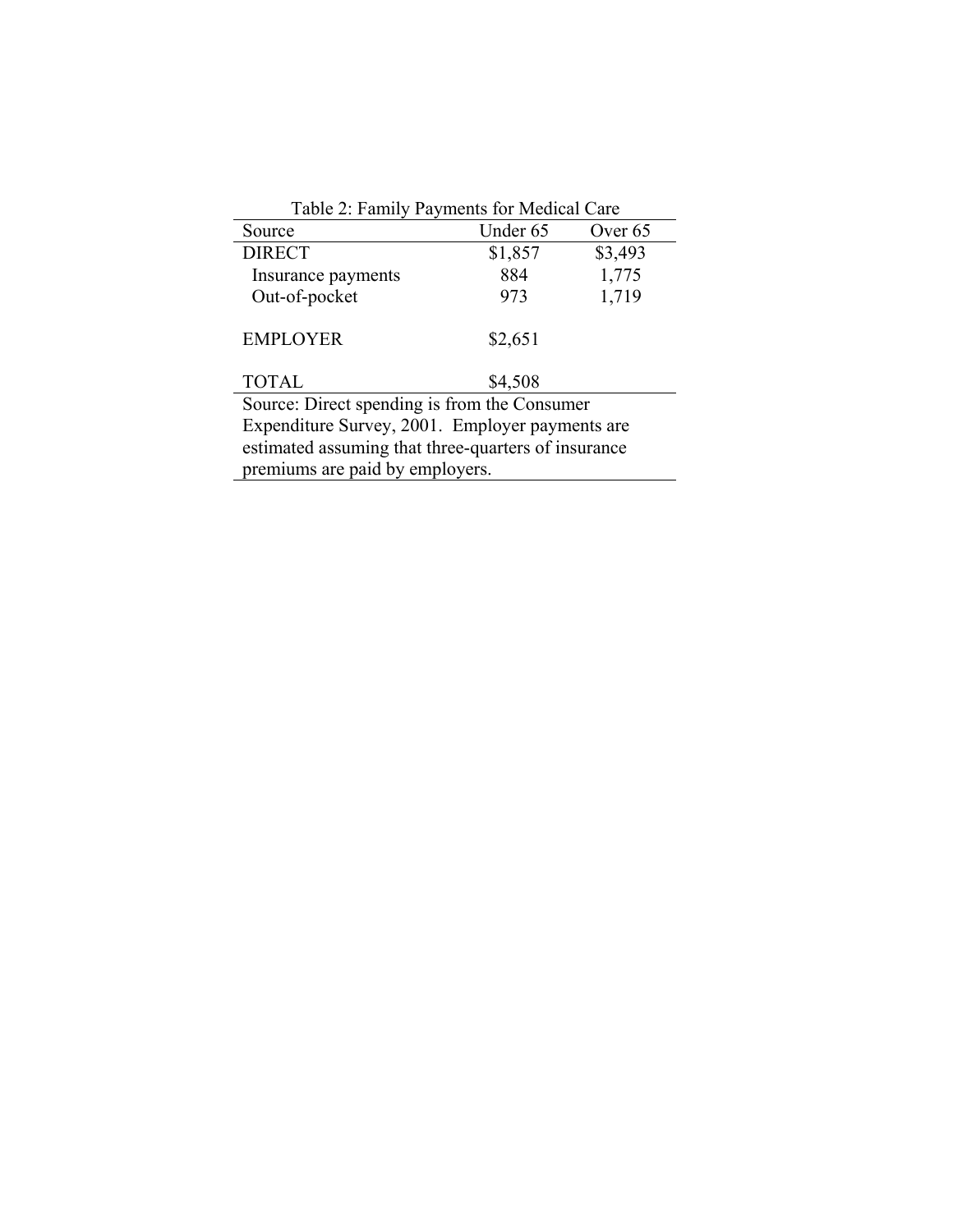Table 2: Family Payments for Medical Care

| Source | Under 65 | Over 65 |
|---|---|---|
| DIRECT | $1,857 | $3,493 |
| Insurance payments | 884 | 1,775 |
| Out-of-pocket | 973 | 1,719 |
| EMPLOYER | $2,651 | |
| TOTAL | $4,508 | |

Source: Direct spending is from the Consumer Expenditure Survey, 2001. Employer payments are estimated assuming that three-quarters of insurance premiums are paid by employers.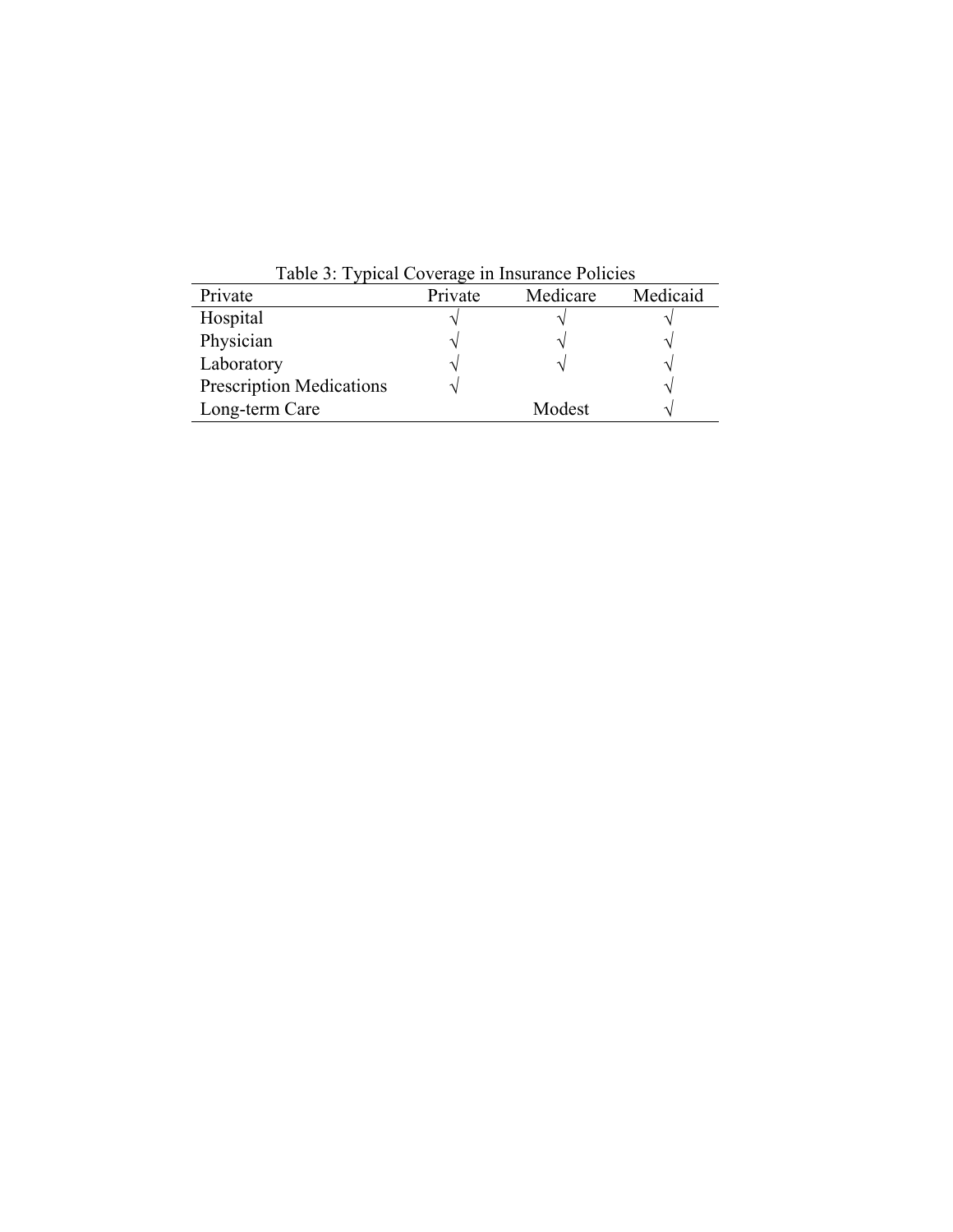Table 3: Typical Coverage in Insurance Policies

| Private | Private | Medicare | Medicaid |
|---|---|---|---|
| Hospital | √ | √ | √ |
| Physician | √ | √ | √ |
| Laboratory | √ | √ | √ |
| Prescription Medications | √ | | √ |
| Long-term Care | | Modest | √ |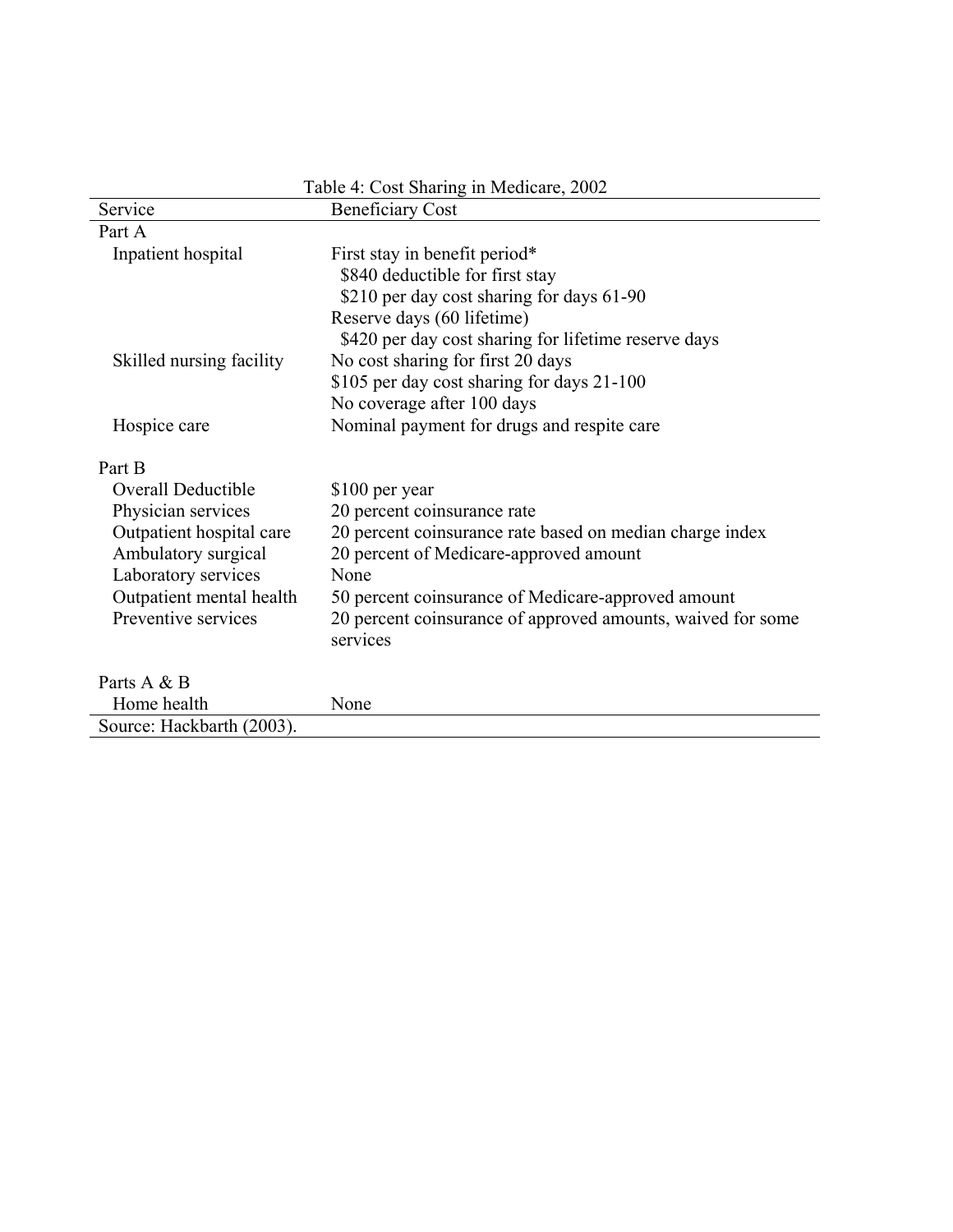Table 4: Cost Sharing in Medicare, 2002

| Service | Beneficiary Cost |
| --- | --- |
| Part A | |
| Inpatient hospital | First stay in benefit period* |
| | $840 deductible for first stay |
| | $210 per day cost sharing for days 61-90 |
| | Reserve days (60 lifetime) |
| | $420 per day cost sharing for lifetime reserve days |
| Skilled nursing facility | No cost sharing for first 20 days |
| | $105 per day cost sharing for days 21-100 |
| | No coverage after 100 days |
| Hospice care | Nominal payment for drugs and respite care |
| Part B | |
| Overall Deductible | $100 per year |
| Physician services | 20 percent coinsurance rate |
| Outpatient hospital care | 20 percent coinsurance rate based on median charge index |
| Ambulatory surgical | 20 percent of Medicare-approved amount |
| Laboratory services | None |
| Outpatient mental health | 50 percent coinsurance of Medicare-approved amount |
| Preventive services | 20 percent coinsurance of approved amounts, waived for some services |
| Parts A & B | |
| Home health | None |

Source: Hackbarth (2003).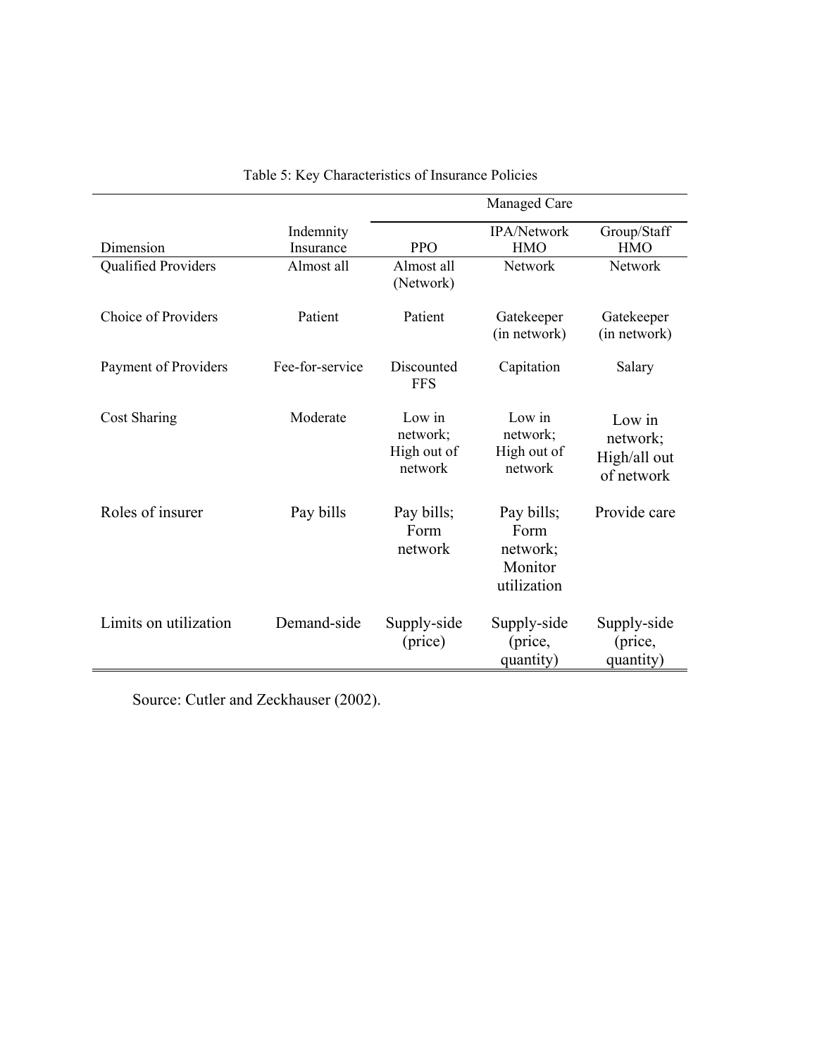Table 5: Key Characteristics of Insurance Policies

| | | Managed Care | | |
|---|---|---|---|---|
| Dimension | Indemnity Insurance | PPO | IPA/Network HMO | Group/Staff HMO |
| Qualified Providers | Almost all | Almost all (Network) | Network | Network |
| Choice of Providers | Patient | Patient | Gatekeeper (in network) | Gatekeeper (in network) |
| Payment of Providers | Fee-for-service | Discounted FFS | Capitation | Salary |
| Cost Sharing | Moderate | Low in network; High out of network | Low in network; High out of network | Low in network; High/all out of network |
| Roles of insurer | Pay bills | Pay bills; Form network | Pay bills; Form network; Monitor utilization | Provide care |
| Limits on utilization | Demand-side | Supply-side (price) | Supply-side (price, quantity) | Supply-side (price, quantity) |

Source: Cutler and Zeckhauser (2002).